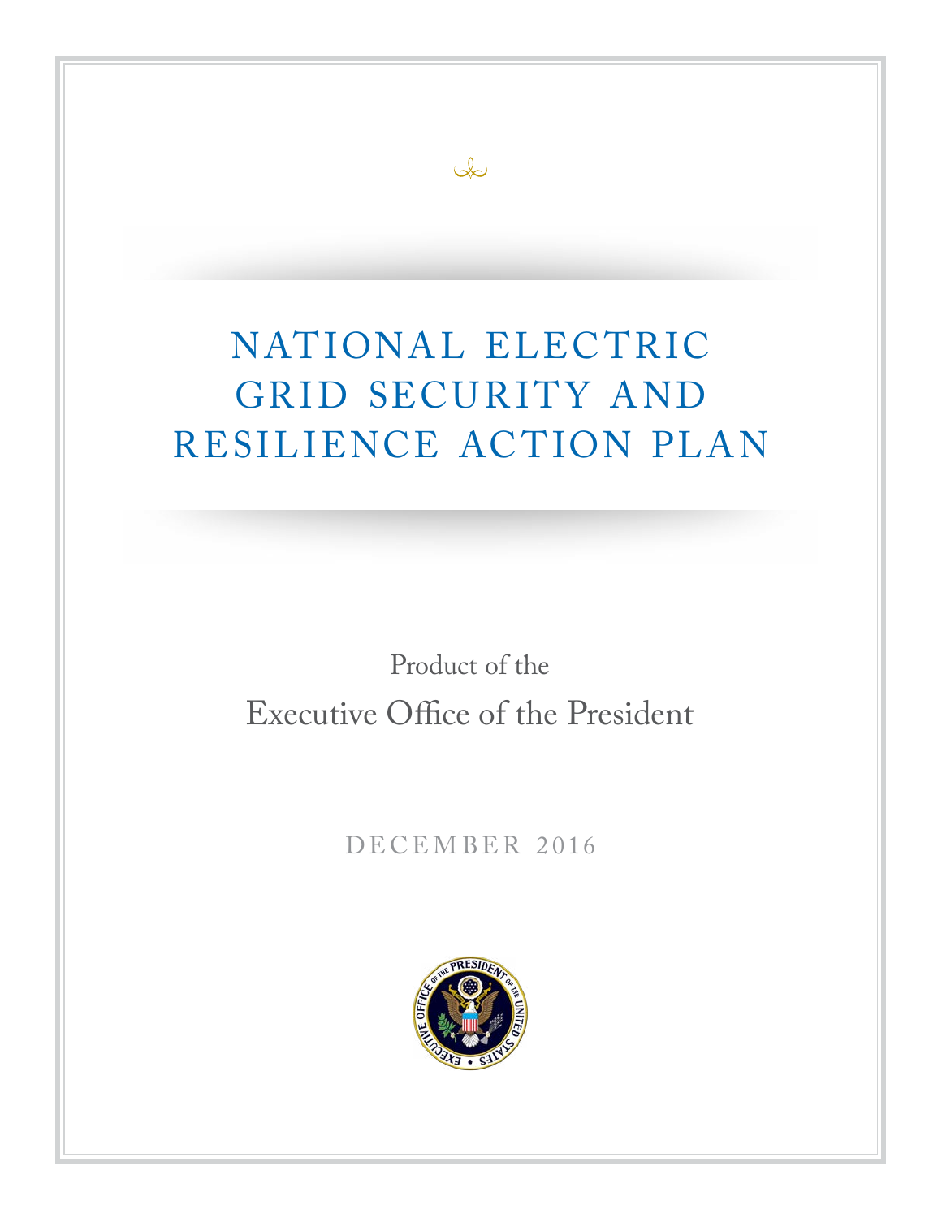# NATIONAL ELECTRIC GRID SECURITY AND RESILIENCE ACTION PLAN

Product of the

Executive Office of the President

DECEMBER 2016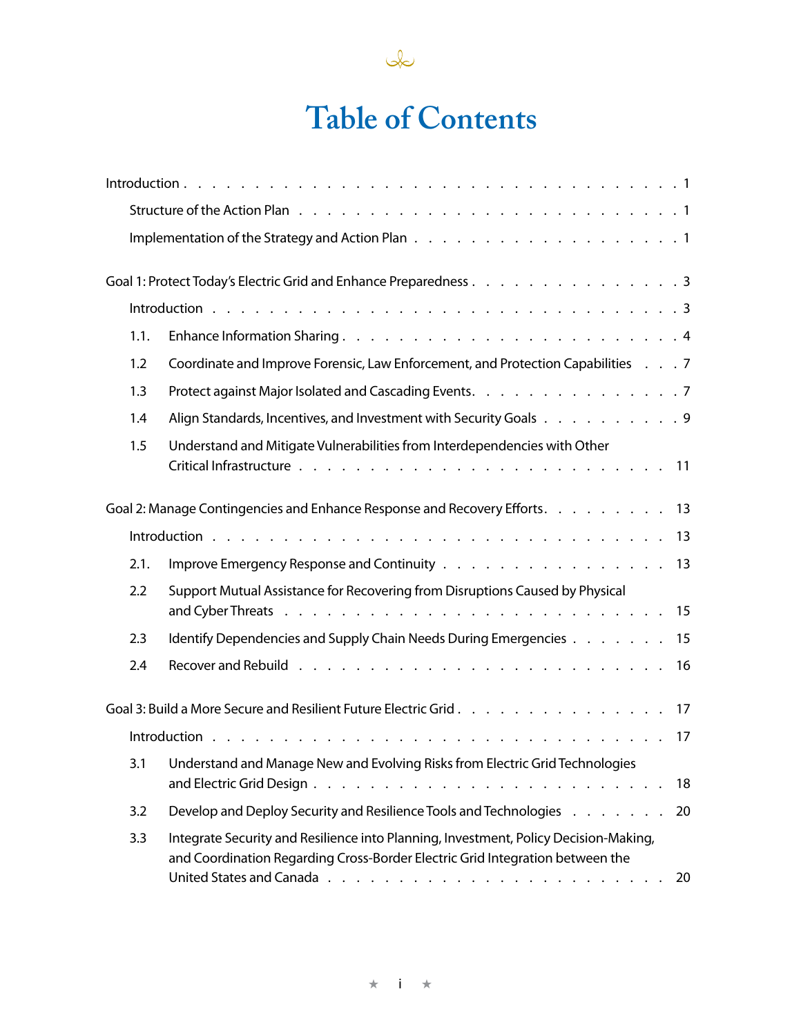# Table of Contents

| | | |
|---|---|---|
| Introduction | | 1 |
| | Structure of the Action Plan | 1 |
| | Implementation of the Strategy and Action Plan | 1 |
| Goal 1: Protect Today's Electric Grid and Enhance Preparedness | | 3 |
| | Introduction | 3 |
| 1.1. | Enhance Information Sharing | 4 |
| 1.2 | Coordinate and Improve Forensic, Law Enforcement, and Protection Capabilities | 7 |
| 1.3 | Protect against Major Isolated and Cascading Events | 7 |
| 1.4 | Align Standards, Incentives, and Investment with Security Goals | 9 |
| 1.5 | Understand and Mitigate Vulnerabilities from Interdependencies with Other Critical Infrastructure | 11 |
| Goal 2: Manage Contingencies and Enhance Response and Recovery Efforts | | 13 |
| | Introduction | 13 |
| 2.1. | Improve Emergency Response and Continuity | 13 |
| 2.2 | Support Mutual Assistance for Recovering from Disruptions Caused by Physical and Cyber Threats | 15 |
| 2.3 | Identify Dependencies and Supply Chain Needs During Emergencies | 15 |
| 2.4 | Recover and Rebuild | 16 |
| Goal 3: Build a More Secure and Resilient Future Electric Grid | | 17 |
| | Introduction | 17 |
| 3.1 | Understand and Manage New and Evolving Risks from Electric Grid Technologies and Electric Grid Design | 18 |
| 3.2 | Develop and Deploy Security and Resilience Tools and Technologies | 20 |
| 3.3 | Integrate Security and Resilience into Planning, Investment, Policy Decision-Making, and Coordination Regarding Cross-Border Electric Grid Integration between the United States and Canada | 20 |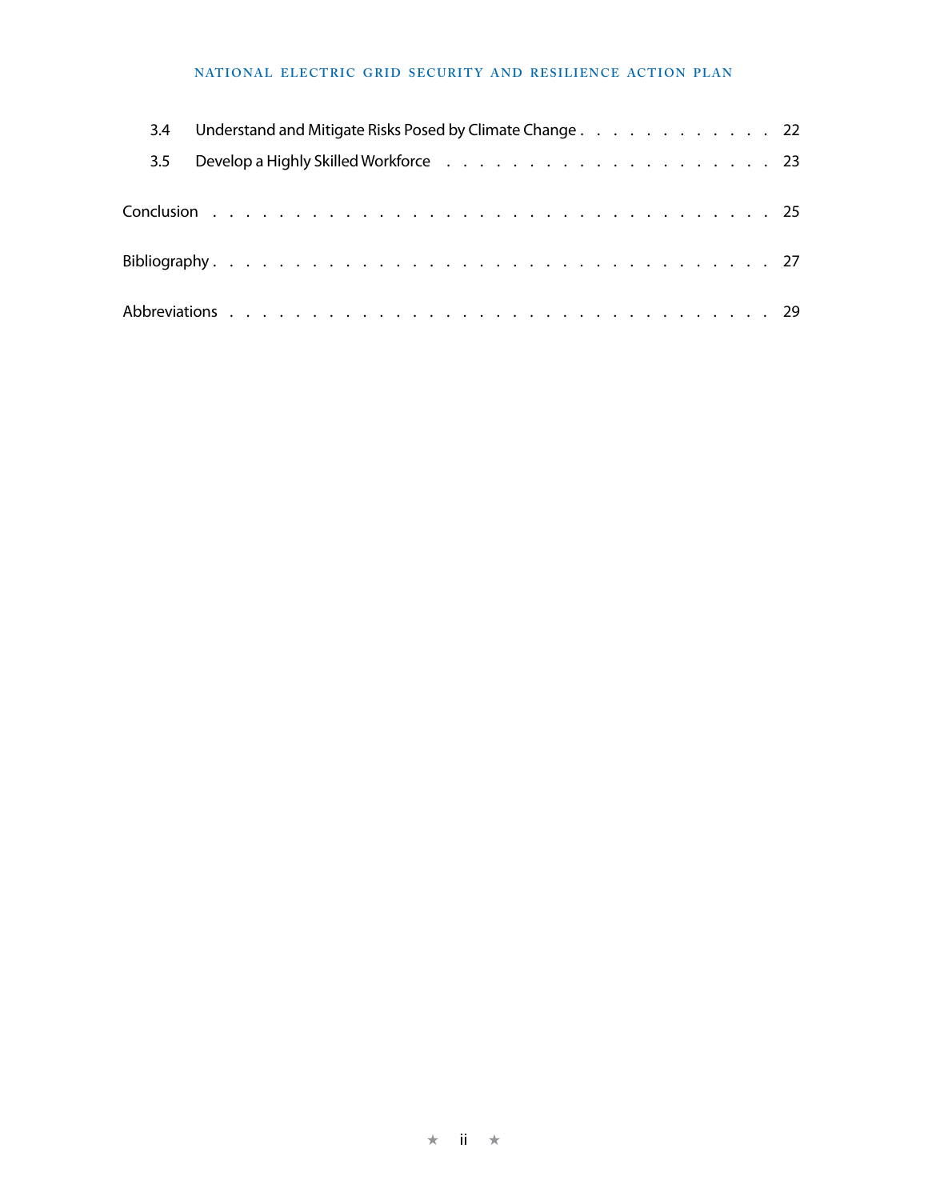3.4 Understand and Mitigate Risks Posed by Climate Change . . . . . . . . . . . . 22

3.5 Develop a Highly Skilled Workforce . . . . . . . . . . . . . . . . . . . . 23

Conclusion . . . . . . . . . . . . . . . . . . . . . . . . . . . . . . . . 25

Bibliography . . . . . . . . . . . . . . . . . . . . . . . . . . . . . . . 27

Abbreviations . . . . . . . . . . . . . . . . . . . . . . . . . . . . . . 29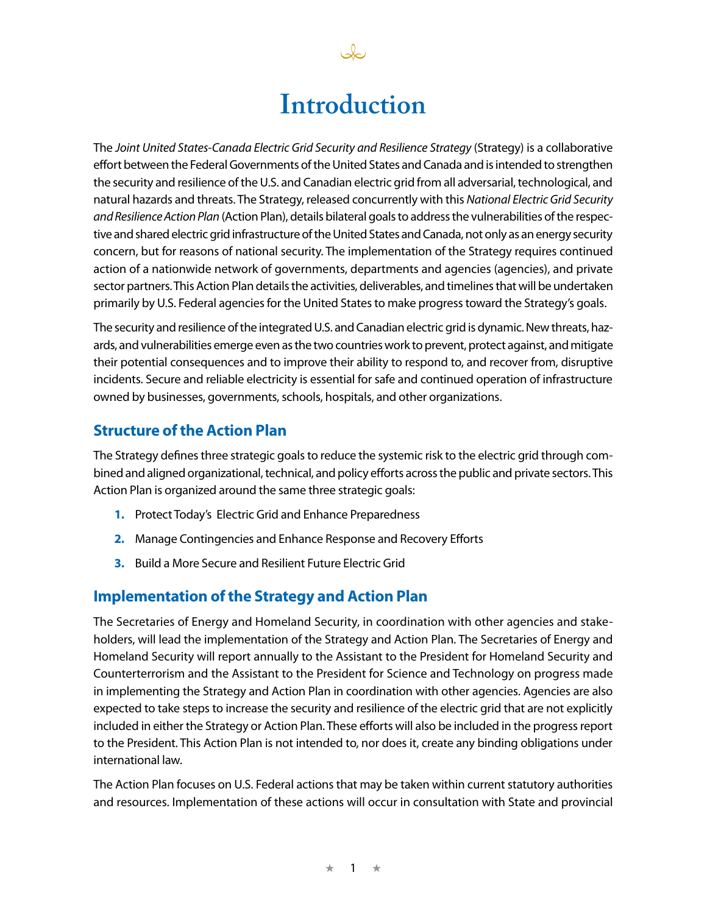# Introduction

The *Joint United States-Canada Electric Grid Security and Resilience Strategy* (Strategy) is a collaborative effort between the Federal Governments of the United States and Canada and is intended to strengthen the security and resilience of the U.S. and Canadian electric grid from all adversarial, technological, and natural hazards and threats. The Strategy, released concurrently with this *National Electric Grid Security and Resilience Action Plan* (Action Plan), details bilateral goals to address the vulnerabilities of the respective and shared electric grid infrastructure of the United States and Canada, not only as an energy security concern, but for reasons of national security. The implementation of the Strategy requires continued action of a nationwide network of governments, departments and agencies (agencies), and private sector partners. This Action Plan details the activities, deliverables, and timelines that will be undertaken primarily by U.S. Federal agencies for the United States to make progress toward the Strategy's goals.

The security and resilience of the integrated U.S. and Canadian electric grid is dynamic. New threats, hazards, and vulnerabilities emerge even as the two countries work to prevent, protect against, and mitigate their potential consequences and to improve their ability to respond to, and recover from, disruptive incidents. Secure and reliable electricity is essential for safe and continued operation of infrastructure owned by businesses, governments, schools, hospitals, and other organizations.

## Structure of the Action Plan

The Strategy defines three strategic goals to reduce the systemic risk to the electric grid through combined and aligned organizational, technical, and policy efforts across the public and private sectors. This Action Plan is organized around the same three strategic goals:

1. Protect Today's Electric Grid and Enhance Preparedness
2. Manage Contingencies and Enhance Response and Recovery Efforts
3. Build a More Secure and Resilient Future Electric Grid

## Implementation of the Strategy and Action Plan

The Secretaries of Energy and Homeland Security, in coordination with other agencies and stakeholders, will lead the implementation of the Strategy and Action Plan. The Secretaries of Energy and Homeland Security will report annually to the Assistant to the President for Homeland Security and Counterterrorism and the Assistant to the President for Science and Technology on progress made in implementing the Strategy and Action Plan in coordination with other agencies. Agencies are also expected to take steps to increase the security and resilience of the electric grid that are not explicitly included in either the Strategy or Action Plan. These efforts will also be included in the progress report to the President. This Action Plan is not intended to, nor does it, create any binding obligations under international law.

The Action Plan focuses on U.S. Federal actions that may be taken within current statutory authorities and resources. Implementation of these actions will occur in consultation with State and provincial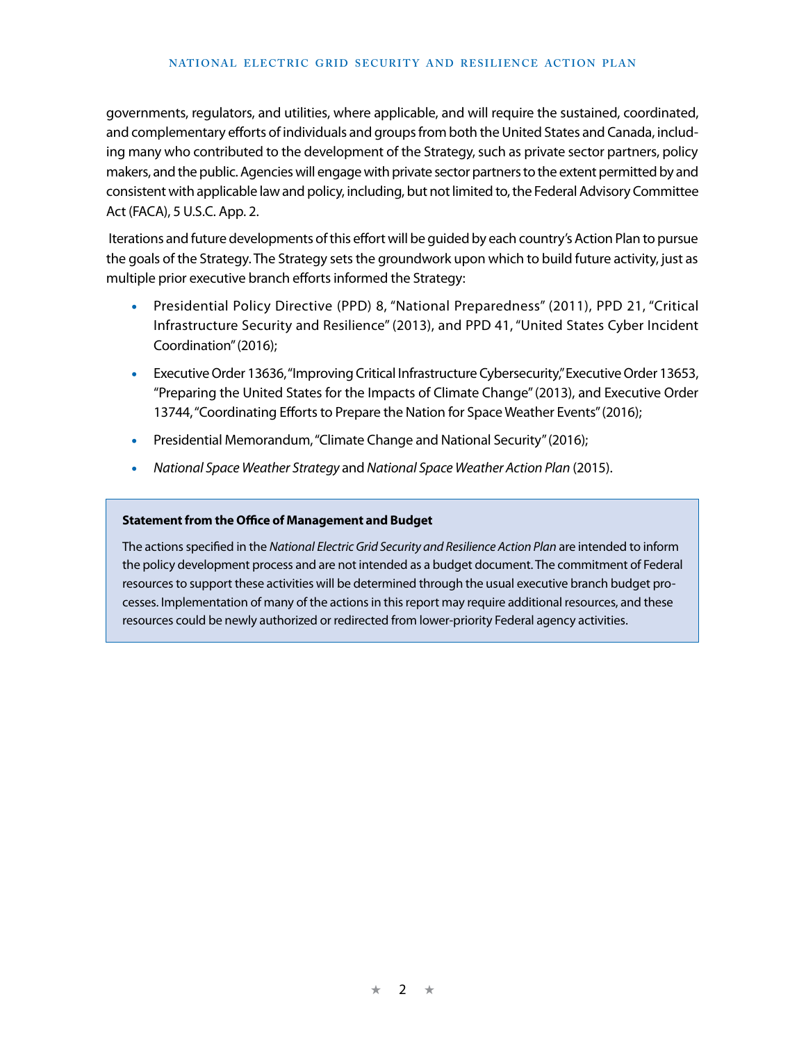governments, regulators, and utilities, where applicable, and will require the sustained, coordinated, and complementary efforts of individuals and groups from both the United States and Canada, including many who contributed to the development of the Strategy, such as private sector partners, policy makers, and the public. Agencies will engage with private sector partners to the extent permitted by and consistent with applicable law and policy, including, but not limited to, the Federal Advisory Committee Act (FACA), 5 U.S.C. App. 2.

Iterations and future developments of this effort will be guided by each country's Action Plan to pursue the goals of the Strategy. The Strategy sets the groundwork upon which to build future activity, just as multiple prior executive branch efforts informed the Strategy:

- Presidential Policy Directive (PPD) 8, "National Preparedness" (2011), PPD 21, "Critical Infrastructure Security and Resilience" (2013), and PPD 41, "United States Cyber Incident Coordination" (2016);
- Executive Order 13636, "Improving Critical Infrastructure Cybersecurity," Executive Order 13653, "Preparing the United States for the Impacts of Climate Change" (2013), and Executive Order 13744, "Coordinating Efforts to Prepare the Nation for Space Weather Events" (2016);
- Presidential Memorandum, "Climate Change and National Security" (2016);
- *National Space Weather Strategy* and *National Space Weather Action Plan* (2015).

**Statement from the Office of Management and Budget**

The actions specified in the *National Electric Grid Security and Resilience Action Plan* are intended to inform the policy development process and are not intended as a budget document. The commitment of Federal resources to support these activities will be determined through the usual executive branch budget processes. Implementation of many of the actions in this report may require additional resources, and these resources could be newly authorized or redirected from lower-priority Federal agency activities.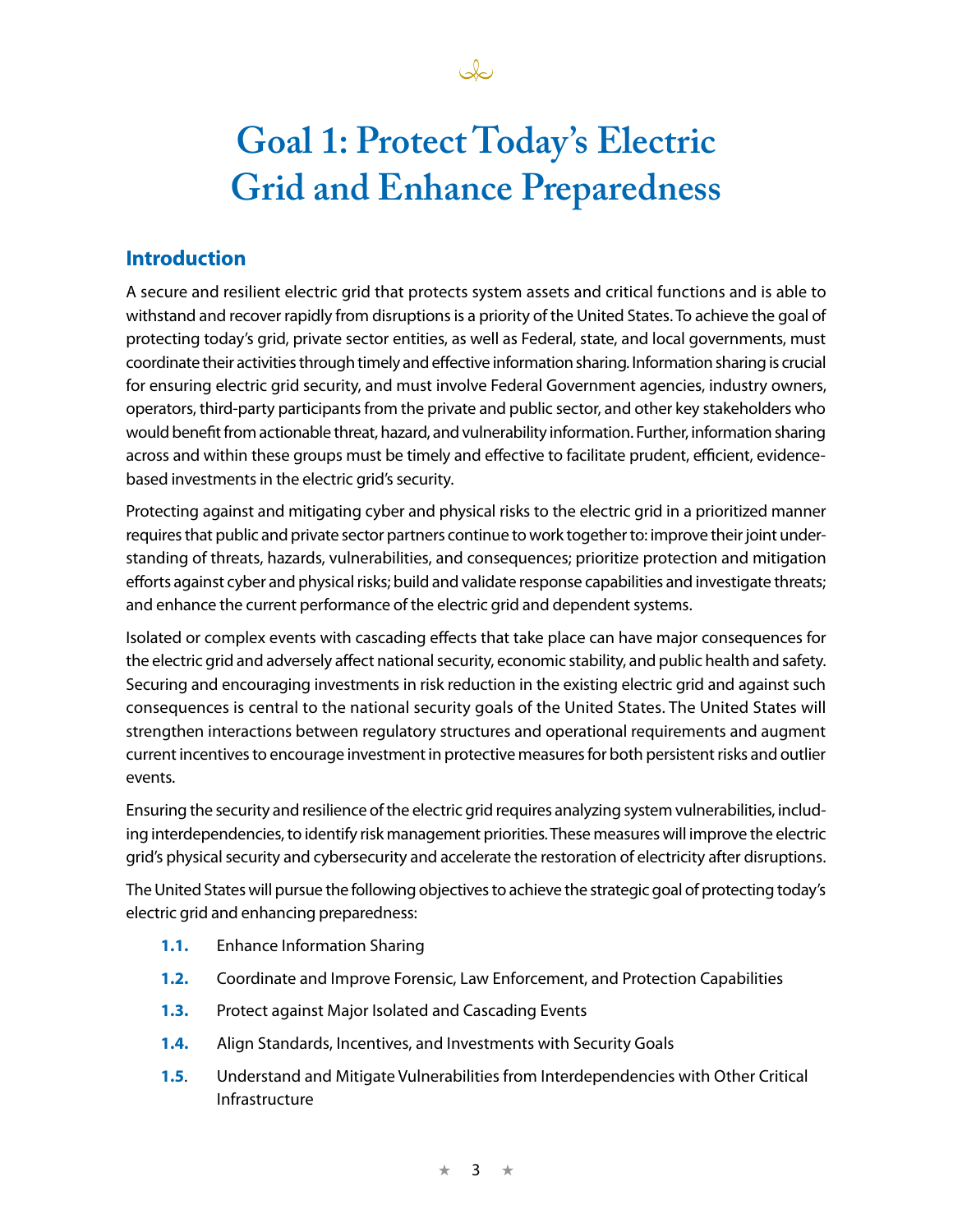# Goal 1: Protect Today's Electric Grid and Enhance Preparedness

## Introduction

A secure and resilient electric grid that protects system assets and critical functions and is able to withstand and recover rapidly from disruptions is a priority of the United States. To achieve the goal of protecting today's grid, private sector entities, as well as Federal, state, and local governments, must coordinate their activities through timely and effective information sharing. Information sharing is crucial for ensuring electric grid security, and must involve Federal Government agencies, industry owners, operators, third-party participants from the private and public sector, and other key stakeholders who would benefit from actionable threat, hazard, and vulnerability information. Further, information sharing across and within these groups must be timely and effective to facilitate prudent, efficient, evidence-based investments in the electric grid's security.

Protecting against and mitigating cyber and physical risks to the electric grid in a prioritized manner requires that public and private sector partners continue to work together to: improve their joint understanding of threats, hazards, vulnerabilities, and consequences; prioritize protection and mitigation efforts against cyber and physical risks; build and validate response capabilities and investigate threats; and enhance the current performance of the electric grid and dependent systems.

Isolated or complex events with cascading effects that take place can have major consequences for the electric grid and adversely affect national security, economic stability, and public health and safety. Securing and encouraging investments in risk reduction in the existing electric grid and against such consequences is central to the national security goals of the United States. The United States will strengthen interactions between regulatory structures and operational requirements and augment current incentives to encourage investment in protective measures for both persistent risks and outlier events.

Ensuring the security and resilience of the electric grid requires analyzing system vulnerabilities, including interdependencies, to identify risk management priorities. These measures will improve the electric grid's physical security and cybersecurity and accelerate the restoration of electricity after disruptions.

The United States will pursue the following objectives to achieve the strategic goal of protecting today's electric grid and enhancing preparedness:

- **1.1.** Enhance Information Sharing
- **1.2.** Coordinate and Improve Forensic, Law Enforcement, and Protection Capabilities
- **1.3.** Protect against Major Isolated and Cascading Events
- **1.4.** Align Standards, Incentives, and Investments with Security Goals
- **1.5.** Understand and Mitigate Vulnerabilities from Interdependencies with Other Critical Infrastructure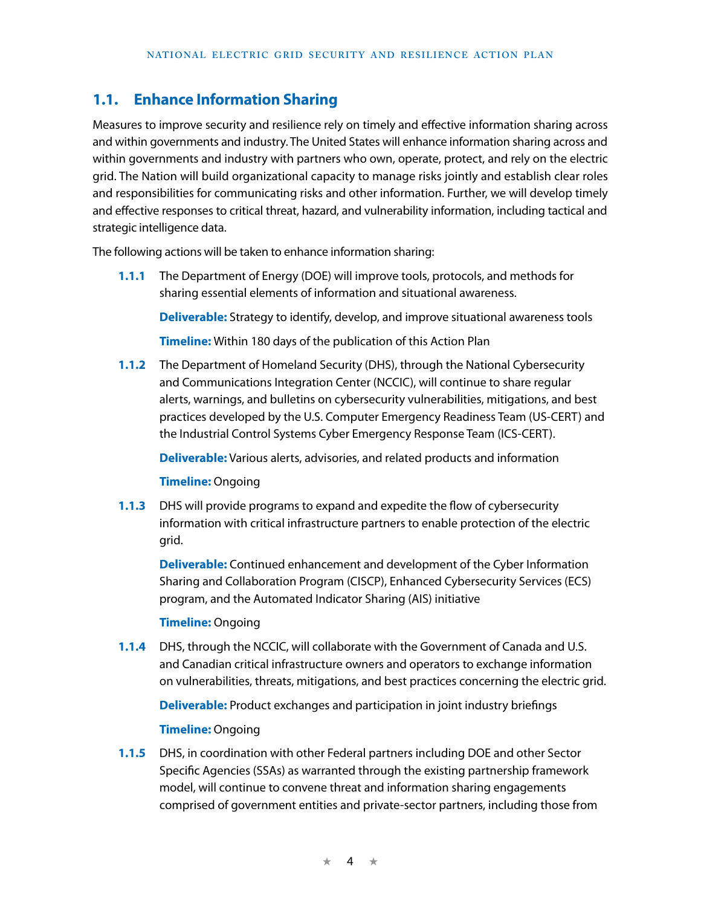## 1.1. Enhance Information Sharing

Measures to improve security and resilience rely on timely and effective information sharing across and within governments and industry. The United States will enhance information sharing across and within governments and industry with partners who own, operate, protect, and rely on the electric grid. The Nation will build organizational capacity to manage risks jointly and establish clear roles and responsibilities for communicating risks and other information. Further, we will develop timely and effective responses to critical threat, hazard, and vulnerability information, including tactical and strategic intelligence data.

The following actions will be taken to enhance information sharing:

**1.1.1** The Department of Energy (DOE) will improve tools, protocols, and methods for sharing essential elements of information and situational awareness.

**Deliverable:** Strategy to identify, develop, and improve situational awareness tools

**Timeline:** Within 180 days of the publication of this Action Plan

**1.1.2** The Department of Homeland Security (DHS), through the National Cybersecurity and Communications Integration Center (NCCIC), will continue to share regular alerts, warnings, and bulletins on cybersecurity vulnerabilities, mitigations, and best practices developed by the U.S. Computer Emergency Readiness Team (US-CERT) and the Industrial Control Systems Cyber Emergency Response Team (ICS-CERT).

**Deliverable:** Various alerts, advisories, and related products and information

**Timeline:** Ongoing

**1.1.3** DHS will provide programs to expand and expedite the flow of cybersecurity information with critical infrastructure partners to enable protection of the electric grid.

**Deliverable:** Continued enhancement and development of the Cyber Information Sharing and Collaboration Program (CISCP), Enhanced Cybersecurity Services (ECS) program, and the Automated Indicator Sharing (AIS) initiative

**Timeline:** Ongoing

**1.1.4** DHS, through the NCCIC, will collaborate with the Government of Canada and U.S. and Canadian critical infrastructure owners and operators to exchange information on vulnerabilities, threats, mitigations, and best practices concerning the electric grid.

**Deliverable:** Product exchanges and participation in joint industry briefings

**Timeline:** Ongoing

**1.1.5** DHS, in coordination with other Federal partners including DOE and other Sector Specific Agencies (SSAs) as warranted through the existing partnership framework model, will continue to convene threat and information sharing engagements comprised of government entities and private-sector partners, including those from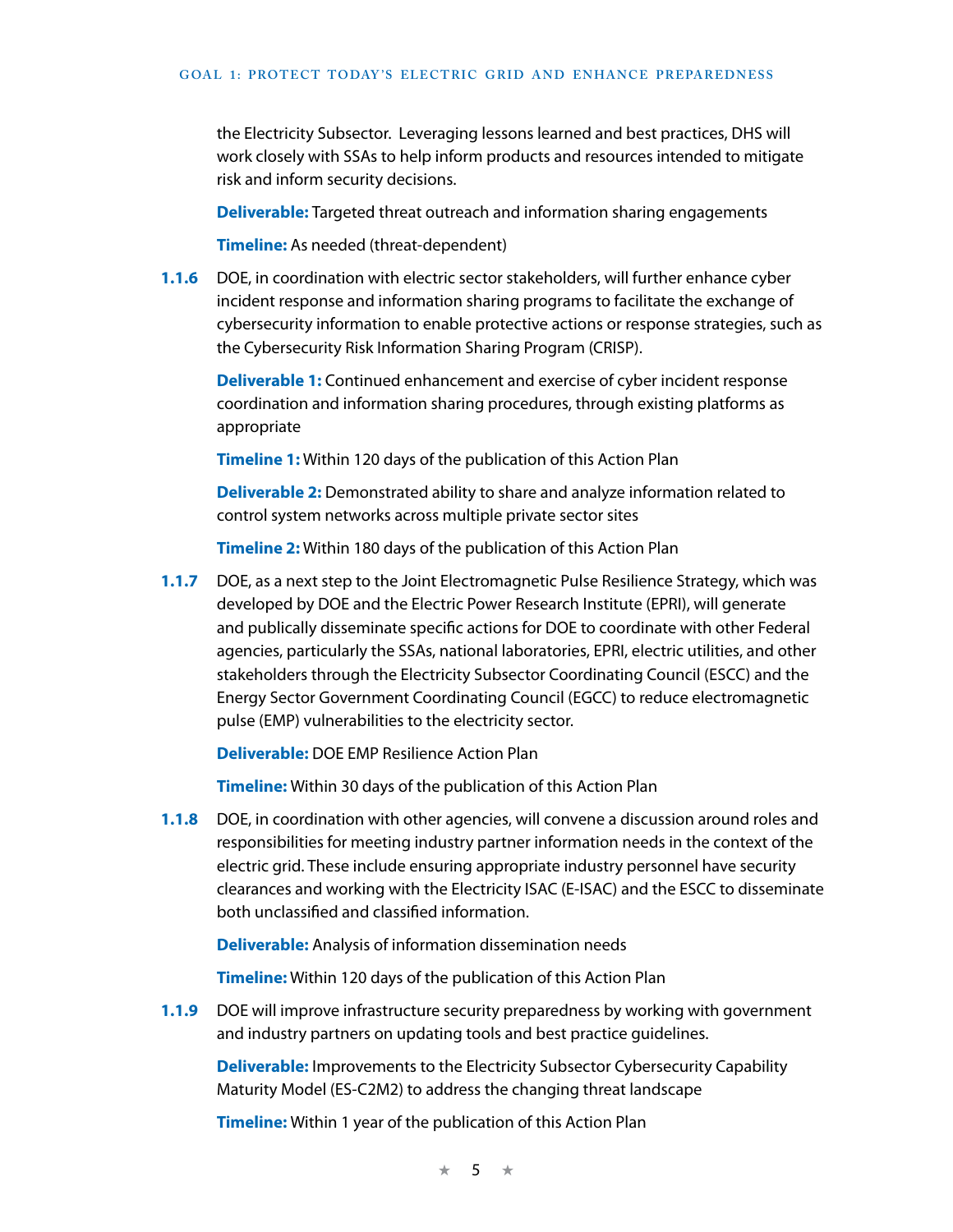the Electricity Subsector. Leveraging lessons learned and best practices, DHS will work closely with SSAs to help inform products and resources intended to mitigate risk and inform security decisions.

**Deliverable:** Targeted threat outreach and information sharing engagements

**Timeline:** As needed (threat-dependent)

**1.1.6** DOE, in coordination with electric sector stakeholders, will further enhance cyber incident response and information sharing programs to facilitate the exchange of cybersecurity information to enable protective actions or response strategies, such as the Cybersecurity Risk Information Sharing Program (CRISP).

**Deliverable 1:** Continued enhancement and exercise of cyber incident response coordination and information sharing procedures, through existing platforms as appropriate

**Timeline 1:** Within 120 days of the publication of this Action Plan

**Deliverable 2:** Demonstrated ability to share and analyze information related to control system networks across multiple private sector sites

**Timeline 2:** Within 180 days of the publication of this Action Plan

**1.1.7** DOE, as a next step to the Joint Electromagnetic Pulse Resilience Strategy, which was developed by DOE and the Electric Power Research Institute (EPRI), will generate and publically disseminate specific actions for DOE to coordinate with other Federal agencies, particularly the SSAs, national laboratories, EPRI, electric utilities, and other stakeholders through the Electricity Subsector Coordinating Council (ESCC) and the Energy Sector Government Coordinating Council (EGCC) to reduce electromagnetic pulse (EMP) vulnerabilities to the electricity sector.

**Deliverable:** DOE EMP Resilience Action Plan

**Timeline:** Within 30 days of the publication of this Action Plan

**1.1.8** DOE, in coordination with other agencies, will convene a discussion around roles and responsibilities for meeting industry partner information needs in the context of the electric grid. These include ensuring appropriate industry personnel have security clearances and working with the Electricity ISAC (E-ISAC) and the ESCC to disseminate both unclassified and classified information.

**Deliverable:** Analysis of information dissemination needs

**Timeline:** Within 120 days of the publication of this Action Plan

**1.1.9** DOE will improve infrastructure security preparedness by working with government and industry partners on updating tools and best practice guidelines.

**Deliverable:** Improvements to the Electricity Subsector Cybersecurity Capability Maturity Model (ES-C2M2) to address the changing threat landscape

**Timeline:** Within 1 year of the publication of this Action Plan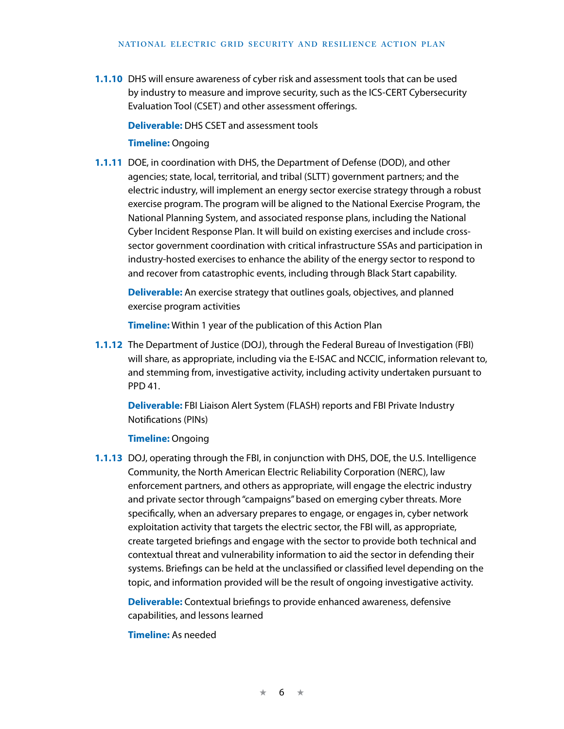**1.1.10** DHS will ensure awareness of cyber risk and assessment tools that can be used by industry to measure and improve security, such as the ICS-CERT Cybersecurity Evaluation Tool (CSET) and other assessment offerings.

**Deliverable:** DHS CSET and assessment tools

**Timeline:** Ongoing

**1.1.11** DOE, in coordination with DHS, the Department of Defense (DOD), and other agencies; state, local, territorial, and tribal (SLTT) government partners; and the electric industry, will implement an energy sector exercise strategy through a robust exercise program. The program will be aligned to the National Exercise Program, the National Planning System, and associated response plans, including the National Cyber Incident Response Plan. It will build on existing exercises and include cross-sector government coordination with critical infrastructure SSAs and participation in industry-hosted exercises to enhance the ability of the energy sector to respond to and recover from catastrophic events, including through Black Start capability.

**Deliverable:** An exercise strategy that outlines goals, objectives, and planned exercise program activities

**Timeline:** Within 1 year of the publication of this Action Plan

**1.1.12** The Department of Justice (DOJ), through the Federal Bureau of Investigation (FBI) will share, as appropriate, including via the E-ISAC and NCCIC, information relevant to, and stemming from, investigative activity, including activity undertaken pursuant to PPD 41.

**Deliverable:** FBI Liaison Alert System (FLASH) reports and FBI Private Industry Notifications (PINs)

**Timeline:** Ongoing

**1.1.13** DOJ, operating through the FBI, in conjunction with DHS, DOE, the U.S. Intelligence Community, the North American Electric Reliability Corporation (NERC), law enforcement partners, and others as appropriate, will engage the electric industry and private sector through "campaigns" based on emerging cyber threats. More specifically, when an adversary prepares to engage, or engages in, cyber network exploitation activity that targets the electric sector, the FBI will, as appropriate, create targeted briefings and engage with the sector to provide both technical and contextual threat and vulnerability information to aid the sector in defending their systems. Briefings can be held at the unclassified or classified level depending on the topic, and information provided will be the result of ongoing investigative activity.

**Deliverable:** Contextual briefings to provide enhanced awareness, defensive capabilities, and lessons learned

**Timeline:** As needed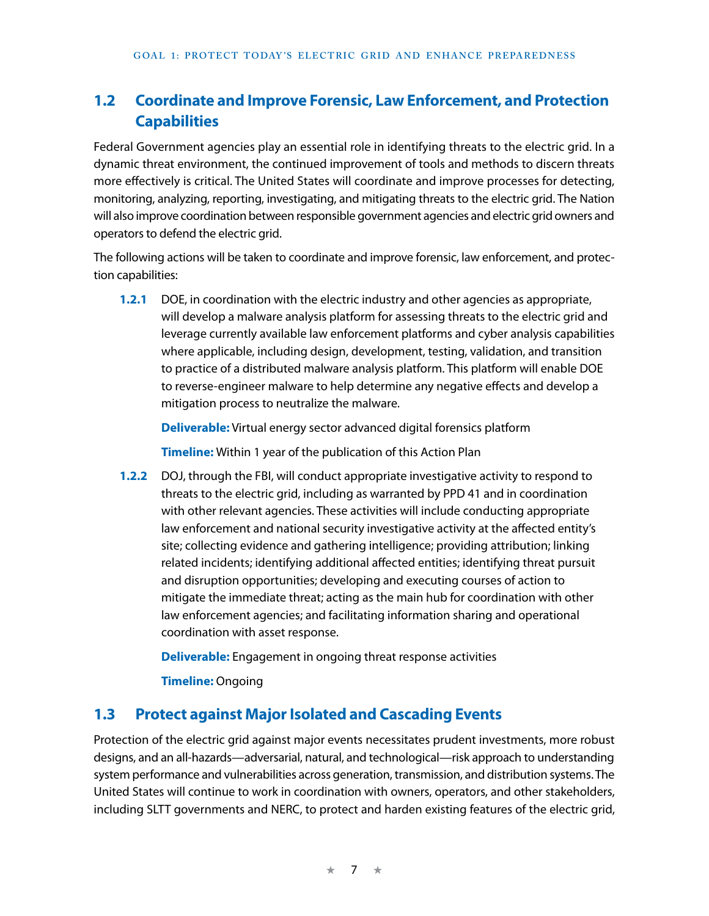## 1.2 Coordinate and Improve Forensic, Law Enforcement, and Protection Capabilities

Federal Government agencies play an essential role in identifying threats to the electric grid. In a dynamic threat environment, the continued improvement of tools and methods to discern threats more effectively is critical. The United States will coordinate and improve processes for detecting, monitoring, analyzing, reporting, investigating, and mitigating threats to the electric grid. The Nation will also improve coordination between responsible government agencies and electric grid owners and operators to defend the electric grid.

The following actions will be taken to coordinate and improve forensic, law enforcement, and protection capabilities:

**1.2.1** DOE, in coordination with the electric industry and other agencies as appropriate, will develop a malware analysis platform for assessing threats to the electric grid and leverage currently available law enforcement platforms and cyber analysis capabilities where applicable, including design, development, testing, validation, and transition to practice of a distributed malware analysis platform. This platform will enable DOE to reverse-engineer malware to help determine any negative effects and develop a mitigation process to neutralize the malware.

**Deliverable:** Virtual energy sector advanced digital forensics platform

**Timeline:** Within 1 year of the publication of this Action Plan

**1.2.2** DOJ, through the FBI, will conduct appropriate investigative activity to respond to threats to the electric grid, including as warranted by PPD 41 and in coordination with other relevant agencies. These activities will include conducting appropriate law enforcement and national security investigative activity at the affected entity's site; collecting evidence and gathering intelligence; providing attribution; linking related incidents; identifying additional affected entities; identifying threat pursuit and disruption opportunities; developing and executing courses of action to mitigate the immediate threat; acting as the main hub for coordination with other law enforcement agencies; and facilitating information sharing and operational coordination with asset response.

**Deliverable:** Engagement in ongoing threat response activities

**Timeline:** Ongoing

## 1.3 Protect against Major Isolated and Cascading Events

Protection of the electric grid against major events necessitates prudent investments, more robust designs, and an all-hazards—adversarial, natural, and technological—risk approach to understanding system performance and vulnerabilities across generation, transmission, and distribution systems. The United States will continue to work in coordination with owners, operators, and other stakeholders, including SLTT governments and NERC, to protect and harden existing features of the electric grid,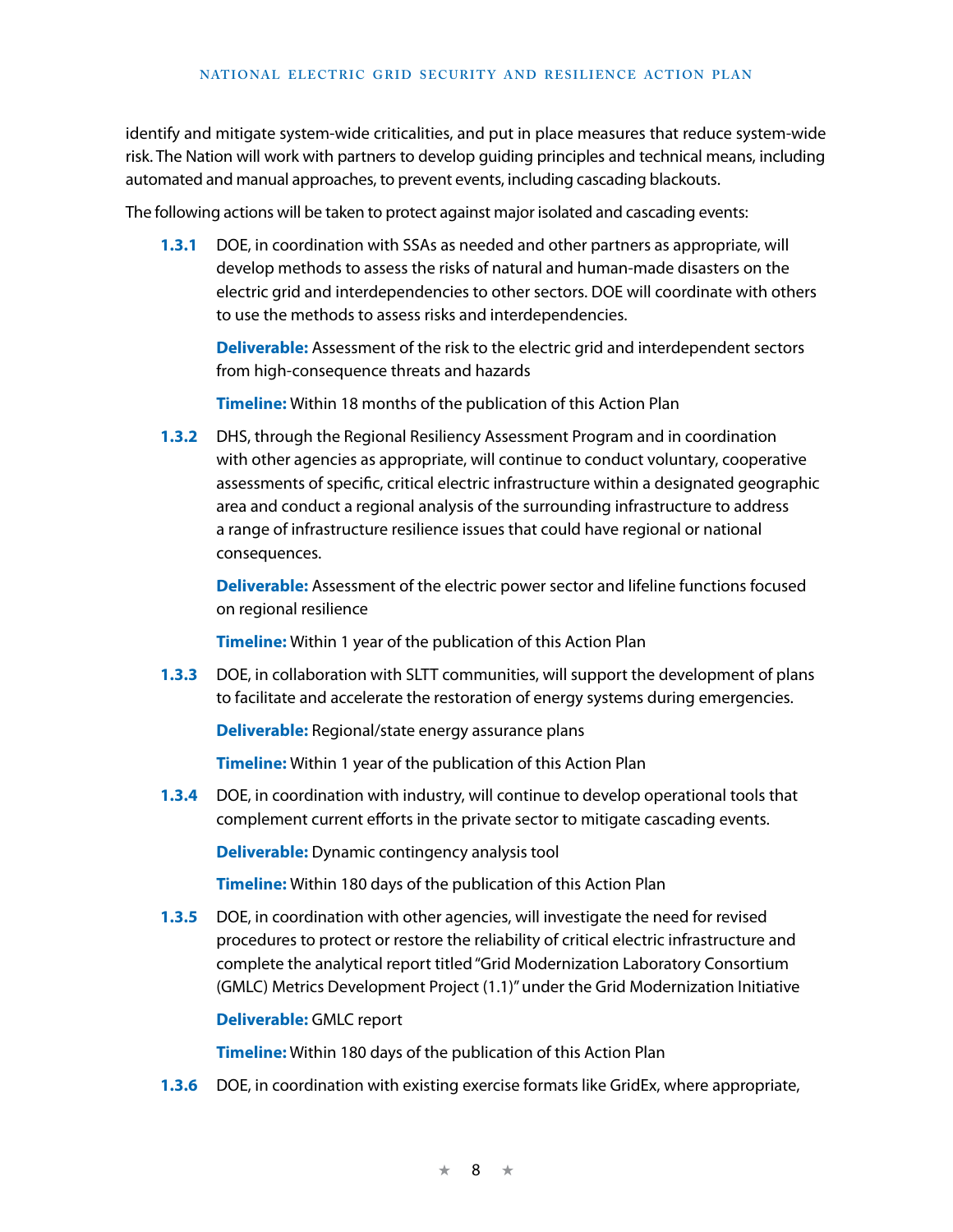identify and mitigate system-wide criticalities, and put in place measures that reduce system-wide risk. The Nation will work with partners to develop guiding principles and technical means, including automated and manual approaches, to prevent events, including cascading blackouts.

The following actions will be taken to protect against major isolated and cascading events:

**1.3.1** DOE, in coordination with SSAs as needed and other partners as appropriate, will develop methods to assess the risks of natural and human-made disasters on the electric grid and interdependencies to other sectors. DOE will coordinate with others to use the methods to assess risks and interdependencies.

**Deliverable:** Assessment of the risk to the electric grid and interdependent sectors from high-consequence threats and hazards

**Timeline:** Within 18 months of the publication of this Action Plan

**1.3.2** DHS, through the Regional Resiliency Assessment Program and in coordination with other agencies as appropriate, will continue to conduct voluntary, cooperative assessments of specific, critical electric infrastructure within a designated geographic area and conduct a regional analysis of the surrounding infrastructure to address a range of infrastructure resilience issues that could have regional or national consequences.

**Deliverable:** Assessment of the electric power sector and lifeline functions focused on regional resilience

**Timeline:** Within 1 year of the publication of this Action Plan

**1.3.3** DOE, in collaboration with SLTT communities, will support the development of plans to facilitate and accelerate the restoration of energy systems during emergencies.

**Deliverable:** Regional/state energy assurance plans

**Timeline:** Within 1 year of the publication of this Action Plan

**1.3.4** DOE, in coordination with industry, will continue to develop operational tools that complement current efforts in the private sector to mitigate cascading events.

**Deliverable:** Dynamic contingency analysis tool

**Timeline:** Within 180 days of the publication of this Action Plan

**1.3.5** DOE, in coordination with other agencies, will investigate the need for revised procedures to protect or restore the reliability of critical electric infrastructure and complete the analytical report titled "Grid Modernization Laboratory Consortium (GMLC) Metrics Development Project (1.1)" under the Grid Modernization Initiative

**Deliverable:** GMLC report

**Timeline:** Within 180 days of the publication of this Action Plan

**1.3.6** DOE, in coordination with existing exercise formats like GridEx, where appropriate,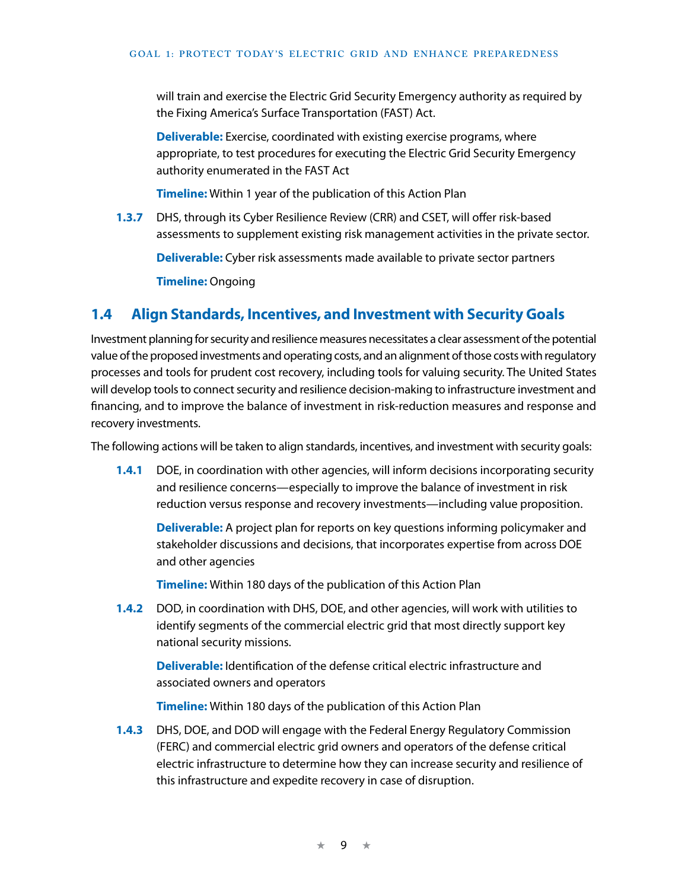will train and exercise the Electric Grid Security Emergency authority as required by the Fixing America's Surface Transportation (FAST) Act.

**Deliverable:** Exercise, coordinated with existing exercise programs, where appropriate, to test procedures for executing the Electric Grid Security Emergency authority enumerated in the FAST Act

**Timeline:** Within 1 year of the publication of this Action Plan

**1.3.7** DHS, through its Cyber Resilience Review (CRR) and CSET, will offer risk-based assessments to supplement existing risk management activities in the private sector.

**Deliverable:** Cyber risk assessments made available to private sector partners

**Timeline:** Ongoing

## 1.4 Align Standards, Incentives, and Investment with Security Goals

Investment planning for security and resilience measures necessitates a clear assessment of the potential value of the proposed investments and operating costs, and an alignment of those costs with regulatory processes and tools for prudent cost recovery, including tools for valuing security. The United States will develop tools to connect security and resilience decision-making to infrastructure investment and financing, and to improve the balance of investment in risk-reduction measures and response and recovery investments.

The following actions will be taken to align standards, incentives, and investment with security goals:

**1.4.1** DOE, in coordination with other agencies, will inform decisions incorporating security and resilience concerns—especially to improve the balance of investment in risk reduction versus response and recovery investments—including value proposition.

**Deliverable:** A project plan for reports on key questions informing policymaker and stakeholder discussions and decisions, that incorporates expertise from across DOE and other agencies

**Timeline:** Within 180 days of the publication of this Action Plan

**1.4.2** DOD, in coordination with DHS, DOE, and other agencies, will work with utilities to identify segments of the commercial electric grid that most directly support key national security missions.

**Deliverable:** Identification of the defense critical electric infrastructure and associated owners and operators

**Timeline:** Within 180 days of the publication of this Action Plan

**1.4.3** DHS, DOE, and DOD will engage with the Federal Energy Regulatory Commission (FERC) and commercial electric grid owners and operators of the defense critical electric infrastructure to determine how they can increase security and resilience of this infrastructure and expedite recovery in case of disruption.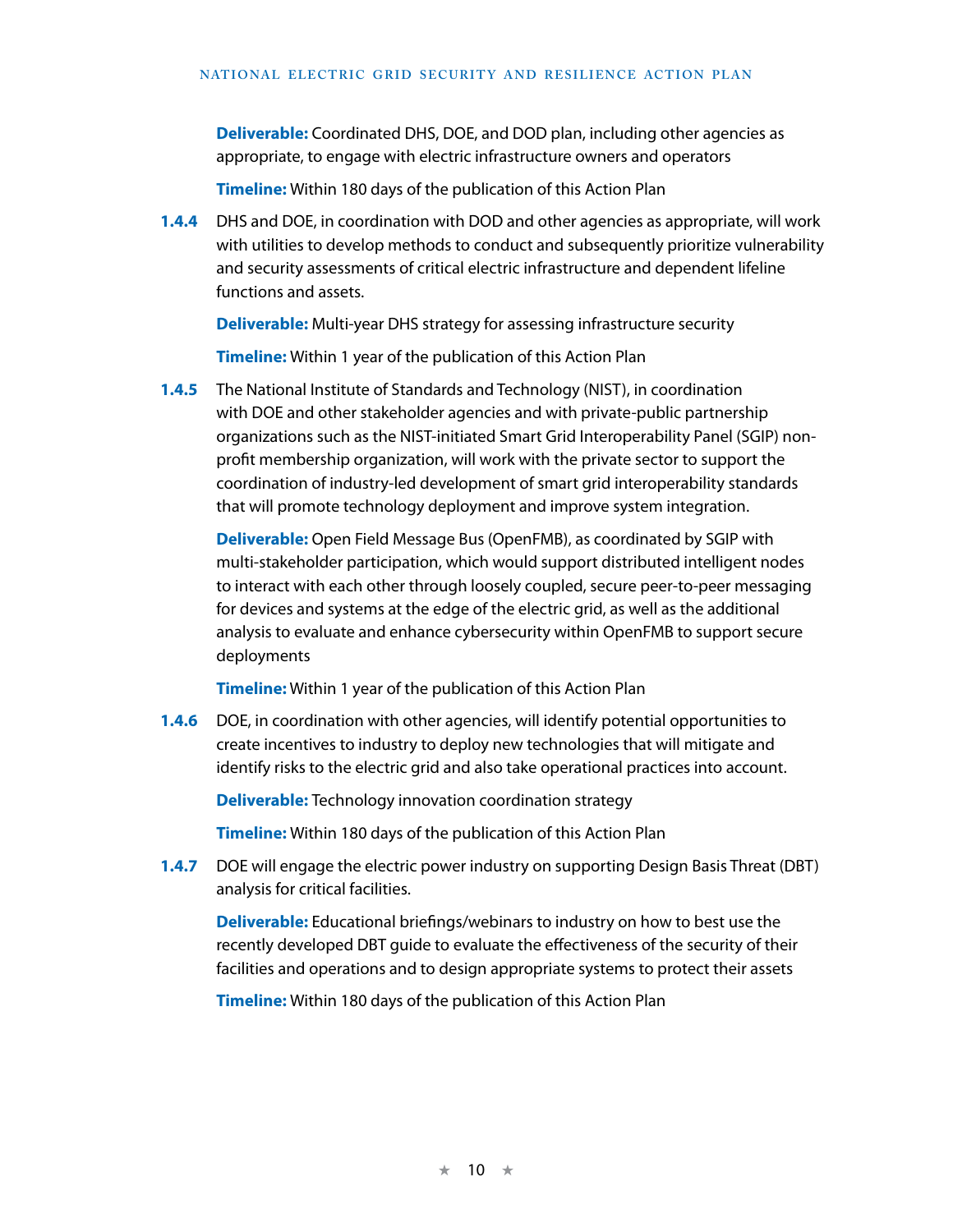**Deliverable:** Coordinated DHS, DOE, and DOD plan, including other agencies as appropriate, to engage with electric infrastructure owners and operators

**Timeline:** Within 180 days of the publication of this Action Plan

**1.4.4** DHS and DOE, in coordination with DOD and other agencies as appropriate, will work with utilities to develop methods to conduct and subsequently prioritize vulnerability and security assessments of critical electric infrastructure and dependent lifeline functions and assets.

**Deliverable:** Multi-year DHS strategy for assessing infrastructure security

**Timeline:** Within 1 year of the publication of this Action Plan

**1.4.5** The National Institute of Standards and Technology (NIST), in coordination with DOE and other stakeholder agencies and with private-public partnership organizations such as the NIST-initiated Smart Grid Interoperability Panel (SGIP) non-profit membership organization, will work with the private sector to support the coordination of industry-led development of smart grid interoperability standards that will promote technology deployment and improve system integration.

**Deliverable:** Open Field Message Bus (OpenFMB), as coordinated by SGIP with multi-stakeholder participation, which would support distributed intelligent nodes to interact with each other through loosely coupled, secure peer-to-peer messaging for devices and systems at the edge of the electric grid, as well as the additional analysis to evaluate and enhance cybersecurity within OpenFMB to support secure deployments

**Timeline:** Within 1 year of the publication of this Action Plan

**1.4.6** DOE, in coordination with other agencies, will identify potential opportunities to create incentives to industry to deploy new technologies that will mitigate and identify risks to the electric grid and also take operational practices into account.

**Deliverable:** Technology innovation coordination strategy

**Timeline:** Within 180 days of the publication of this Action Plan

**1.4.7** DOE will engage the electric power industry on supporting Design Basis Threat (DBT) analysis for critical facilities.

**Deliverable:** Educational briefings/webinars to industry on how to best use the recently developed DBT guide to evaluate the effectiveness of the security of their facilities and operations and to design appropriate systems to protect their assets

**Timeline:** Within 180 days of the publication of this Action Plan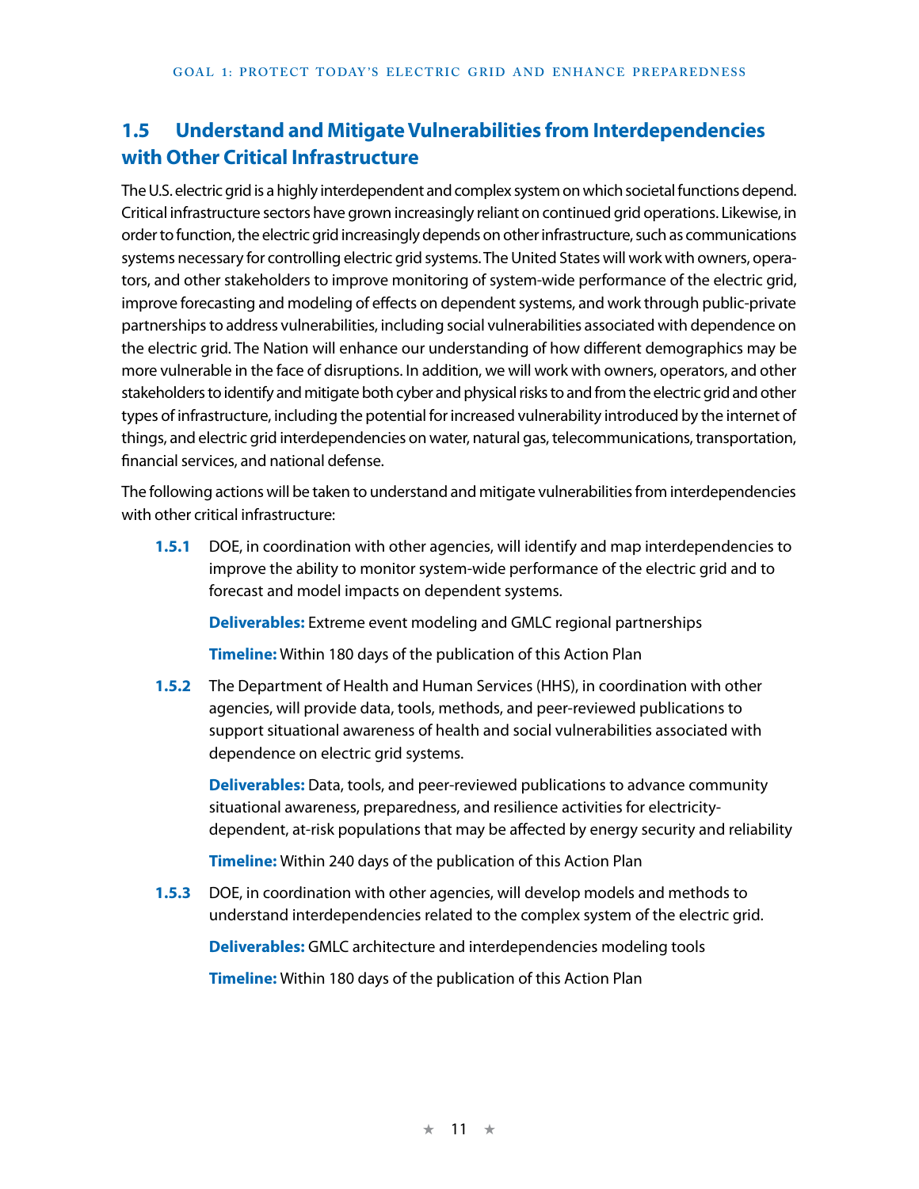## 1.5 Understand and Mitigate Vulnerabilities from Interdependencies with Other Critical Infrastructure

The U.S. electric grid is a highly interdependent and complex system on which societal functions depend. Critical infrastructure sectors have grown increasingly reliant on continued grid operations. Likewise, in order to function, the electric grid increasingly depends on other infrastructure, such as communications systems necessary for controlling electric grid systems. The United States will work with owners, operators, and other stakeholders to improve monitoring of system-wide performance of the electric grid, improve forecasting and modeling of effects on dependent systems, and work through public-private partnerships to address vulnerabilities, including social vulnerabilities associated with dependence on the electric grid. The Nation will enhance our understanding of how different demographics may be more vulnerable in the face of disruptions. In addition, we will work with owners, operators, and other stakeholders to identify and mitigate both cyber and physical risks to and from the electric grid and other types of infrastructure, including the potential for increased vulnerability introduced by the internet of things, and electric grid interdependencies on water, natural gas, telecommunications, transportation, financial services, and national defense.

The following actions will be taken to understand and mitigate vulnerabilities from interdependencies with other critical infrastructure:

**1.5.1** DOE, in coordination with other agencies, will identify and map interdependencies to improve the ability to monitor system-wide performance of the electric grid and to forecast and model impacts on dependent systems.

**Deliverables:** Extreme event modeling and GMLC regional partnerships

**Timeline:** Within 180 days of the publication of this Action Plan

**1.5.2** The Department of Health and Human Services (HHS), in coordination with other agencies, will provide data, tools, methods, and peer-reviewed publications to support situational awareness of health and social vulnerabilities associated with dependence on electric grid systems.

**Deliverables:** Data, tools, and peer-reviewed publications to advance community situational awareness, preparedness, and resilience activities for electricity-dependent, at-risk populations that may be affected by energy security and reliability

**Timeline:** Within 240 days of the publication of this Action Plan

**1.5.3** DOE, in coordination with other agencies, will develop models and methods to understand interdependencies related to the complex system of the electric grid.

**Deliverables:** GMLC architecture and interdependencies modeling tools

**Timeline:** Within 180 days of the publication of this Action Plan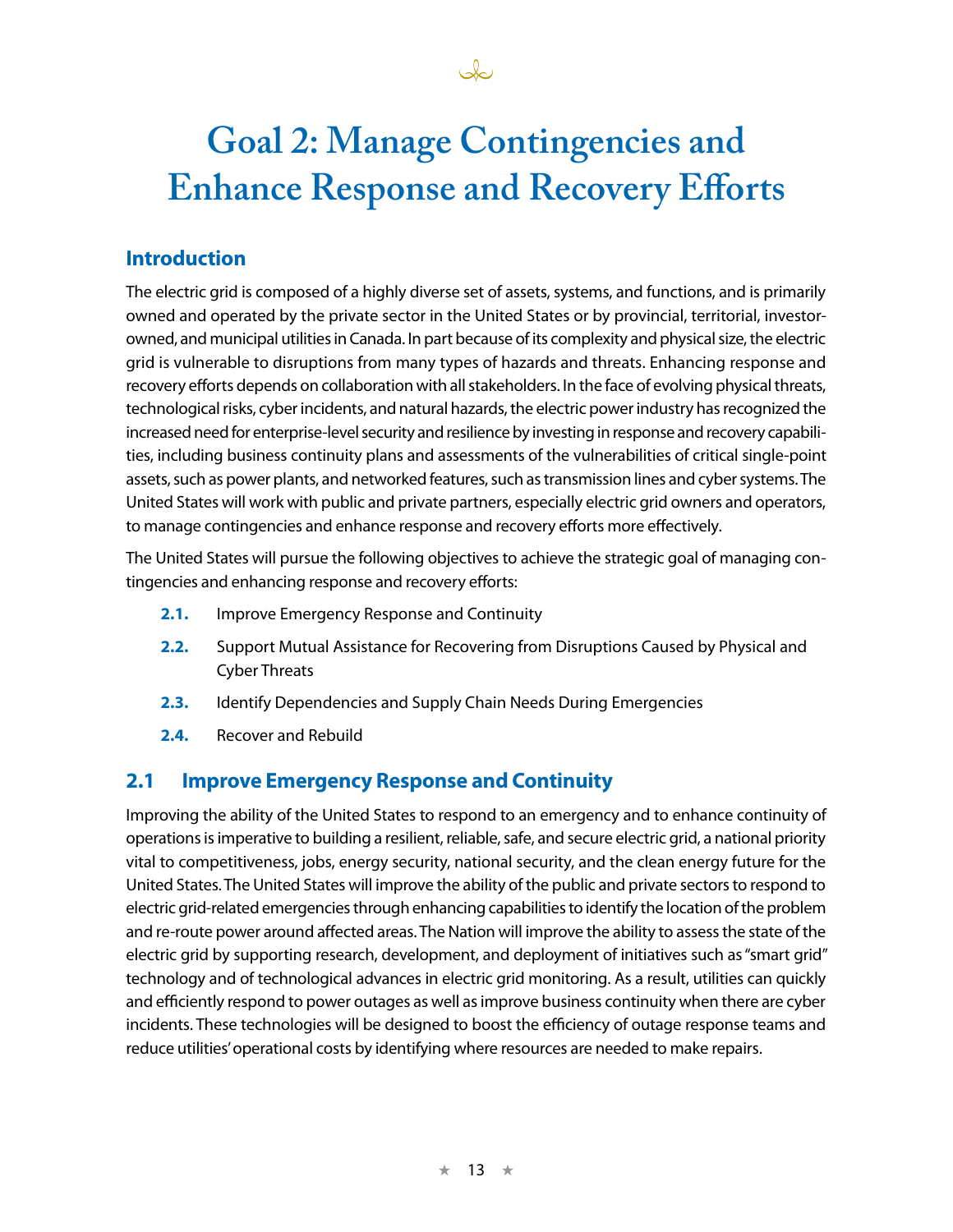# Goal 2: Manage Contingencies and Enhance Response and Recovery Efforts

## Introduction

The electric grid is composed of a highly diverse set of assets, systems, and functions, and is primarily owned and operated by the private sector in the United States or by provincial, territorial, investor-owned, and municipal utilities in Canada. In part because of its complexity and physical size, the electric grid is vulnerable to disruptions from many types of hazards and threats. Enhancing response and recovery efforts depends on collaboration with all stakeholders. In the face of evolving physical threats, technological risks, cyber incidents, and natural hazards, the electric power industry has recognized the increased need for enterprise-level security and resilience by investing in response and recovery capabilities, including business continuity plans and assessments of the vulnerabilities of critical single-point assets, such as power plants, and networked features, such as transmission lines and cyber systems. The United States will work with public and private partners, especially electric grid owners and operators, to manage contingencies and enhance response and recovery efforts more effectively.

The United States will pursue the following objectives to achieve the strategic goal of managing contingencies and enhancing response and recovery efforts:

- **2.1.** Improve Emergency Response and Continuity
- **2.2.** Support Mutual Assistance for Recovering from Disruptions Caused by Physical and Cyber Threats
- **2.3.** Identify Dependencies and Supply Chain Needs During Emergencies
- **2.4.** Recover and Rebuild

## 2.1 Improve Emergency Response and Continuity

Improving the ability of the United States to respond to an emergency and to enhance continuity of operations is imperative to building a resilient, reliable, safe, and secure electric grid, a national priority vital to competitiveness, jobs, energy security, national security, and the clean energy future for the United States. The United States will improve the ability of the public and private sectors to respond to electric grid-related emergencies through enhancing capabilities to identify the location of the problem and re-route power around affected areas. The Nation will improve the ability to assess the state of the electric grid by supporting research, development, and deployment of initiatives such as "smart grid" technology and of technological advances in electric grid monitoring. As a result, utilities can quickly and efficiently respond to power outages as well as improve business continuity when there are cyber incidents. These technologies will be designed to boost the efficiency of outage response teams and reduce utilities' operational costs by identifying where resources are needed to make repairs.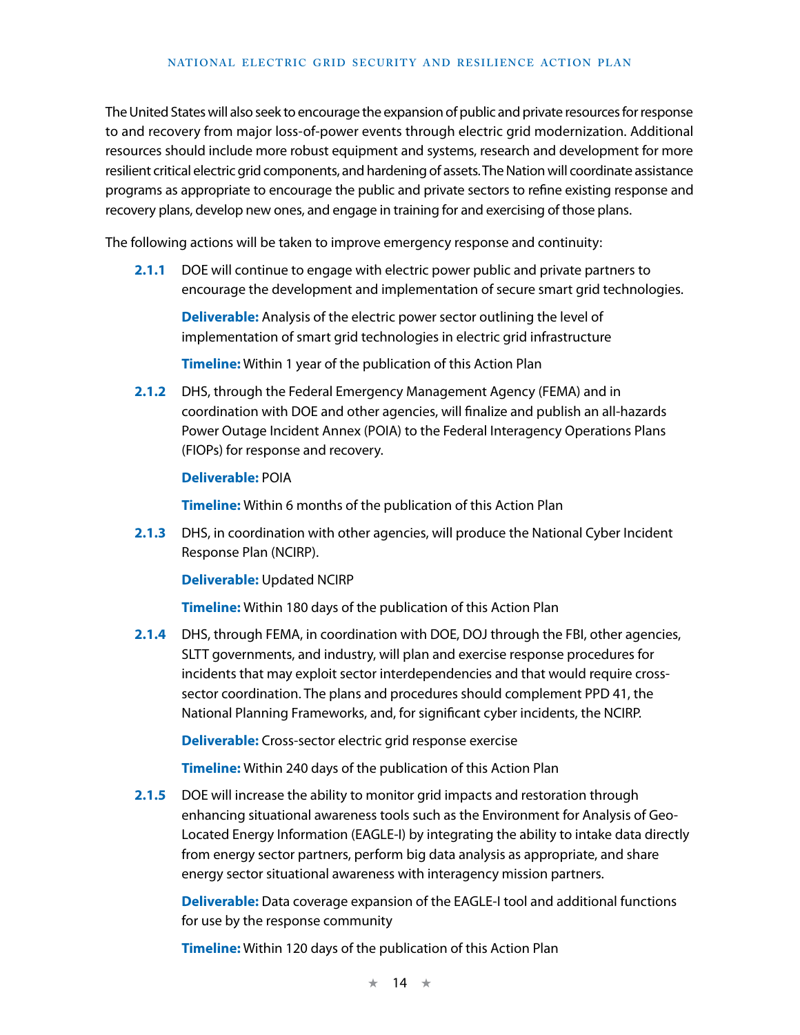The United States will also seek to encourage the expansion of public and private resources for response to and recovery from major loss-of-power events through electric grid modernization. Additional resources should include more robust equipment and systems, research and development for more resilient critical electric grid components, and hardening of assets. The Nation will coordinate assistance programs as appropriate to encourage the public and private sectors to refine existing response and recovery plans, develop new ones, and engage in training for and exercising of those plans.

The following actions will be taken to improve emergency response and continuity:

**2.1.1** DOE will continue to engage with electric power public and private partners to encourage the development and implementation of secure smart grid technologies.

**Deliverable:** Analysis of the electric power sector outlining the level of implementation of smart grid technologies in electric grid infrastructure

**Timeline:** Within 1 year of the publication of this Action Plan

**2.1.2** DHS, through the Federal Emergency Management Agency (FEMA) and in coordination with DOE and other agencies, will finalize and publish an all-hazards Power Outage Incident Annex (POIA) to the Federal Interagency Operations Plans (FIOPs) for response and recovery.

**Deliverable:** POIA

**Timeline:** Within 6 months of the publication of this Action Plan

**2.1.3** DHS, in coordination with other agencies, will produce the National Cyber Incident Response Plan (NCIRP).

**Deliverable:** Updated NCIRP

**Timeline:** Within 180 days of the publication of this Action Plan

**2.1.4** DHS, through FEMA, in coordination with DOE, DOJ through the FBI, other agencies, SLTT governments, and industry, will plan and exercise response procedures for incidents that may exploit sector interdependencies and that would require cross-sector coordination. The plans and procedures should complement PPD 41, the National Planning Frameworks, and, for significant cyber incidents, the NCIRP.

**Deliverable:** Cross-sector electric grid response exercise

**Timeline:** Within 240 days of the publication of this Action Plan

**2.1.5** DOE will increase the ability to monitor grid impacts and restoration through enhancing situational awareness tools such as the Environment for Analysis of Geo-Located Energy Information (EAGLE-I) by integrating the ability to intake data directly from energy sector partners, perform big data analysis as appropriate, and share energy sector situational awareness with interagency mission partners.

**Deliverable:** Data coverage expansion of the EAGLE-I tool and additional functions for use by the response community

**Timeline:** Within 120 days of the publication of this Action Plan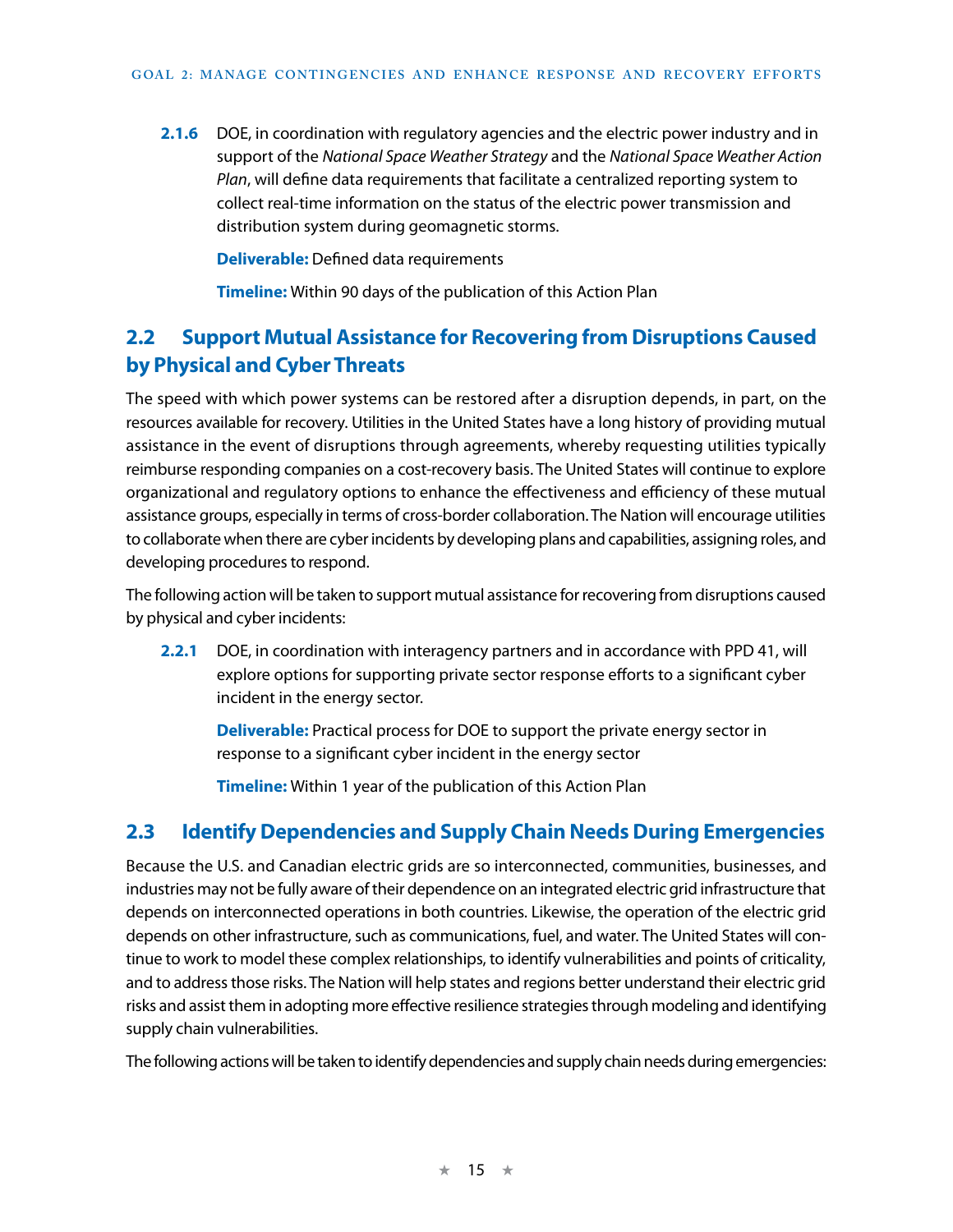**2.1.6** DOE, in coordination with regulatory agencies and the electric power industry and in support of the *National Space Weather Strategy* and the *National Space Weather Action Plan*, will define data requirements that facilitate a centralized reporting system to collect real-time information on the status of the electric power transmission and distribution system during geomagnetic storms.

**Deliverable:** Defined data requirements

**Timeline:** Within 90 days of the publication of this Action Plan

## 2.2 Support Mutual Assistance for Recovering from Disruptions Caused by Physical and Cyber Threats

The speed with which power systems can be restored after a disruption depends, in part, on the resources available for recovery. Utilities in the United States have a long history of providing mutual assistance in the event of disruptions through agreements, whereby requesting utilities typically reimburse responding companies on a cost-recovery basis. The United States will continue to explore organizational and regulatory options to enhance the effectiveness and efficiency of these mutual assistance groups, especially in terms of cross-border collaboration. The Nation will encourage utilities to collaborate when there are cyber incidents by developing plans and capabilities, assigning roles, and developing procedures to respond.

The following action will be taken to support mutual assistance for recovering from disruptions caused by physical and cyber incidents:

**2.2.1** DOE, in coordination with interagency partners and in accordance with PPD 41, will explore options for supporting private sector response efforts to a significant cyber incident in the energy sector.

**Deliverable:** Practical process for DOE to support the private energy sector in response to a significant cyber incident in the energy sector

**Timeline:** Within 1 year of the publication of this Action Plan

## 2.3 Identify Dependencies and Supply Chain Needs During Emergencies

Because the U.S. and Canadian electric grids are so interconnected, communities, businesses, and industries may not be fully aware of their dependence on an integrated electric grid infrastructure that depends on interconnected operations in both countries. Likewise, the operation of the electric grid depends on other infrastructure, such as communications, fuel, and water. The United States will continue to work to model these complex relationships, to identify vulnerabilities and points of criticality, and to address those risks. The Nation will help states and regions better understand their electric grid risks and assist them in adopting more effective resilience strategies through modeling and identifying supply chain vulnerabilities.

The following actions will be taken to identify dependencies and supply chain needs during emergencies: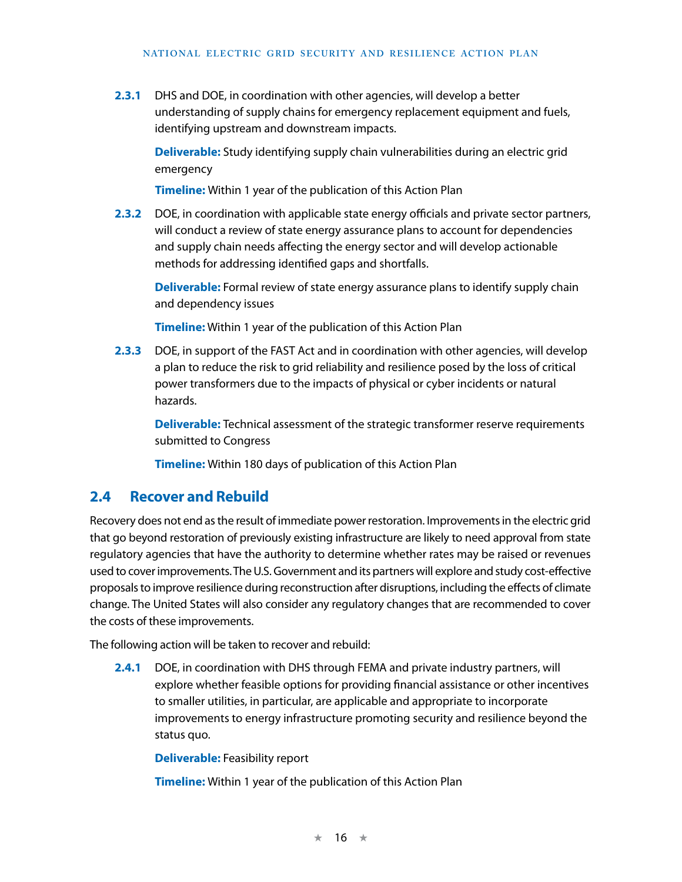**2.3.1** DHS and DOE, in coordination with other agencies, will develop a better understanding of supply chains for emergency replacement equipment and fuels, identifying upstream and downstream impacts.

**Deliverable:** Study identifying supply chain vulnerabilities during an electric grid emergency

**Timeline:** Within 1 year of the publication of this Action Plan

**2.3.2** DOE, in coordination with applicable state energy officials and private sector partners, will conduct a review of state energy assurance plans to account for dependencies and supply chain needs affecting the energy sector and will develop actionable methods for addressing identified gaps and shortfalls.

**Deliverable:** Formal review of state energy assurance plans to identify supply chain and dependency issues

**Timeline:** Within 1 year of the publication of this Action Plan

**2.3.3** DOE, in support of the FAST Act and in coordination with other agencies, will develop a plan to reduce the risk to grid reliability and resilience posed by the loss of critical power transformers due to the impacts of physical or cyber incidents or natural hazards.

**Deliverable:** Technical assessment of the strategic transformer reserve requirements submitted to Congress

**Timeline:** Within 180 days of publication of this Action Plan

## 2.4 Recover and Rebuild

Recovery does not end as the result of immediate power restoration. Improvements in the electric grid that go beyond restoration of previously existing infrastructure are likely to need approval from state regulatory agencies that have the authority to determine whether rates may be raised or revenues used to cover improvements. The U.S. Government and its partners will explore and study cost-effective proposals to improve resilience during reconstruction after disruptions, including the effects of climate change. The United States will also consider any regulatory changes that are recommended to cover the costs of these improvements.

The following action will be taken to recover and rebuild:

**2.4.1** DOE, in coordination with DHS through FEMA and private industry partners, will explore whether feasible options for providing financial assistance or other incentives to smaller utilities, in particular, are applicable and appropriate to incorporate improvements to energy infrastructure promoting security and resilience beyond the status quo.

**Deliverable:** Feasibility report

**Timeline:** Within 1 year of the publication of this Action Plan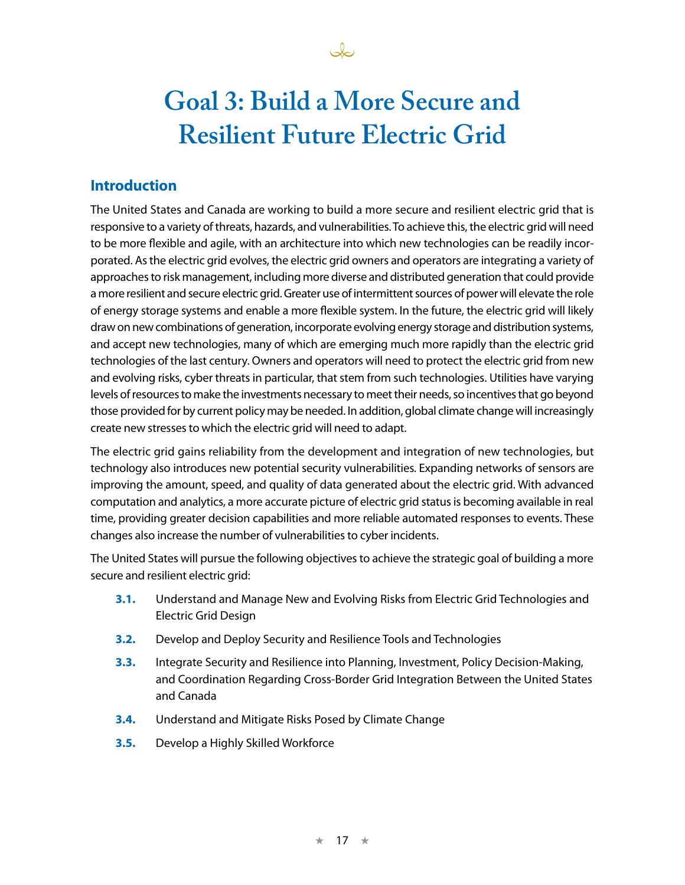# Goal 3: Build a More Secure and Resilient Future Electric Grid

## Introduction

The United States and Canada are working to build a more secure and resilient electric grid that is responsive to a variety of threats, hazards, and vulnerabilities. To achieve this, the electric grid will need to be more flexible and agile, with an architecture into which new technologies can be readily incorporated. As the electric grid evolves, the electric grid owners and operators are integrating a variety of approaches to risk management, including more diverse and distributed generation that could provide a more resilient and secure electric grid. Greater use of intermittent sources of power will elevate the role of energy storage systems and enable a more flexible system. In the future, the electric grid will likely draw on new combinations of generation, incorporate evolving energy storage and distribution systems, and accept new technologies, many of which are emerging much more rapidly than the electric grid technologies of the last century. Owners and operators will need to protect the electric grid from new and evolving risks, cyber threats in particular, that stem from such technologies. Utilities have varying levels of resources to make the investments necessary to meet their needs, so incentives that go beyond those provided for by current policy may be needed. In addition, global climate change will increasingly create new stresses to which the electric grid will need to adapt.

The electric grid gains reliability from the development and integration of new technologies, but technology also introduces new potential security vulnerabilities. Expanding networks of sensors are improving the amount, speed, and quality of data generated about the electric grid. With advanced computation and analytics, a more accurate picture of electric grid status is becoming available in real time, providing greater decision capabilities and more reliable automated responses to events. These changes also increase the number of vulnerabilities to cyber incidents.

The United States will pursue the following objectives to achieve the strategic goal of building a more secure and resilient electric grid:

- **3.1.** Understand and Manage New and Evolving Risks from Electric Grid Technologies and Electric Grid Design
- **3.2.** Develop and Deploy Security and Resilience Tools and Technologies
- **3.3.** Integrate Security and Resilience into Planning, Investment, Policy Decision-Making, and Coordination Regarding Cross-Border Grid Integration Between the United States and Canada
- **3.4.** Understand and Mitigate Risks Posed by Climate Change
- **3.5.** Develop a Highly Skilled Workforce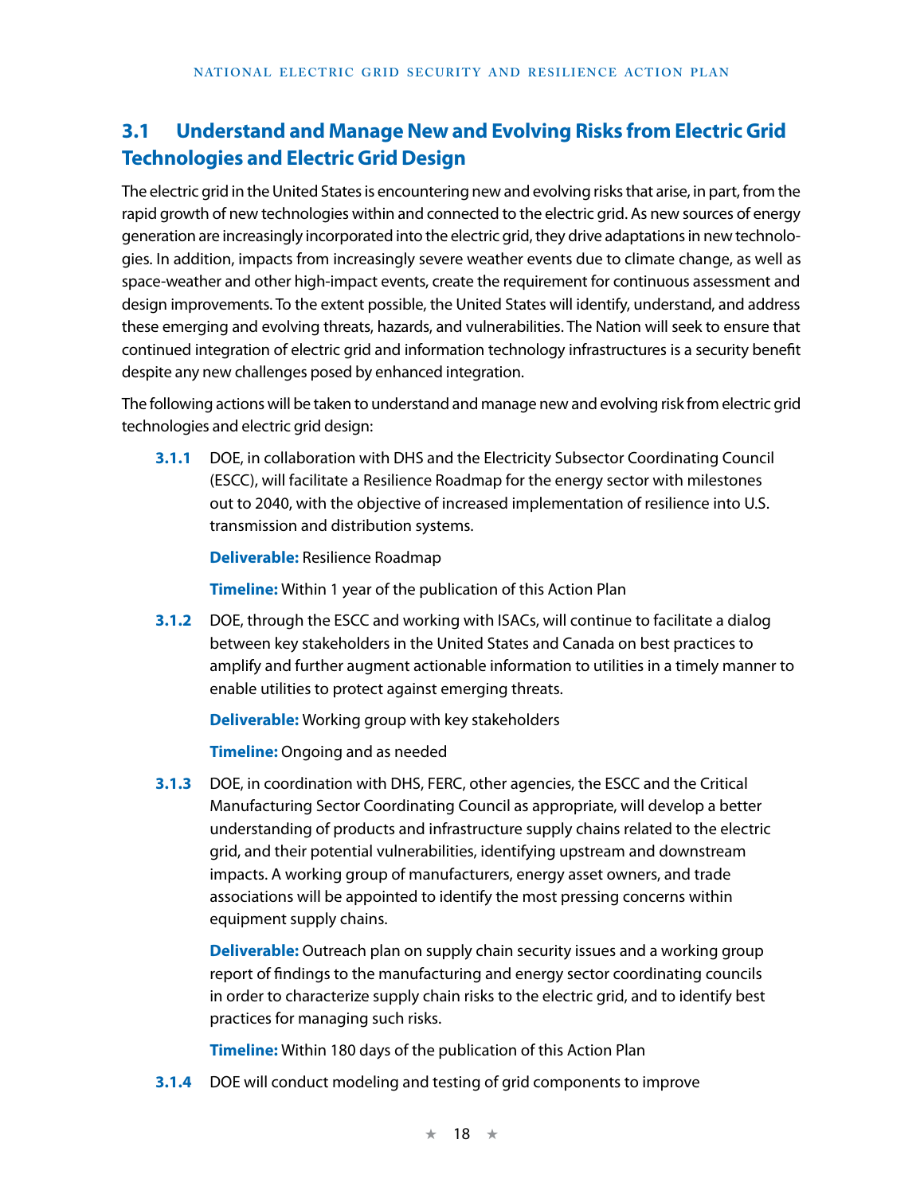## 3.1 Understand and Manage New and Evolving Risks from Electric Grid Technologies and Electric Grid Design

The electric grid in the United States is encountering new and evolving risks that arise, in part, from the rapid growth of new technologies within and connected to the electric grid. As new sources of energy generation are increasingly incorporated into the electric grid, they drive adaptations in new technologies. In addition, impacts from increasingly severe weather events due to climate change, as well as space-weather and other high-impact events, create the requirement for continuous assessment and design improvements. To the extent possible, the United States will identify, understand, and address these emerging and evolving threats, hazards, and vulnerabilities. The Nation will seek to ensure that continued integration of electric grid and information technology infrastructures is a security benefit despite any new challenges posed by enhanced integration.

The following actions will be taken to understand and manage new and evolving risk from electric grid technologies and electric grid design:

**3.1.1** DOE, in collaboration with DHS and the Electricity Subsector Coordinating Council (ESCC), will facilitate a Resilience Roadmap for the energy sector with milestones out to 2040, with the objective of increased implementation of resilience into U.S. transmission and distribution systems.

**Deliverable:** Resilience Roadmap

**Timeline:** Within 1 year of the publication of this Action Plan

**3.1.2** DOE, through the ESCC and working with ISACs, will continue to facilitate a dialog between key stakeholders in the United States and Canada on best practices to amplify and further augment actionable information to utilities in a timely manner to enable utilities to protect against emerging threats.

**Deliverable:** Working group with key stakeholders

**Timeline:** Ongoing and as needed

**3.1.3** DOE, in coordination with DHS, FERC, other agencies, the ESCC and the Critical Manufacturing Sector Coordinating Council as appropriate, will develop a better understanding of products and infrastructure supply chains related to the electric grid, and their potential vulnerabilities, identifying upstream and downstream impacts. A working group of manufacturers, energy asset owners, and trade associations will be appointed to identify the most pressing concerns within equipment supply chains.

**Deliverable:** Outreach plan on supply chain security issues and a working group report of findings to the manufacturing and energy sector coordinating councils in order to characterize supply chain risks to the electric grid, and to identify best practices for managing such risks.

**Timeline:** Within 180 days of the publication of this Action Plan

**3.1.4** DOE will conduct modeling and testing of grid components to improve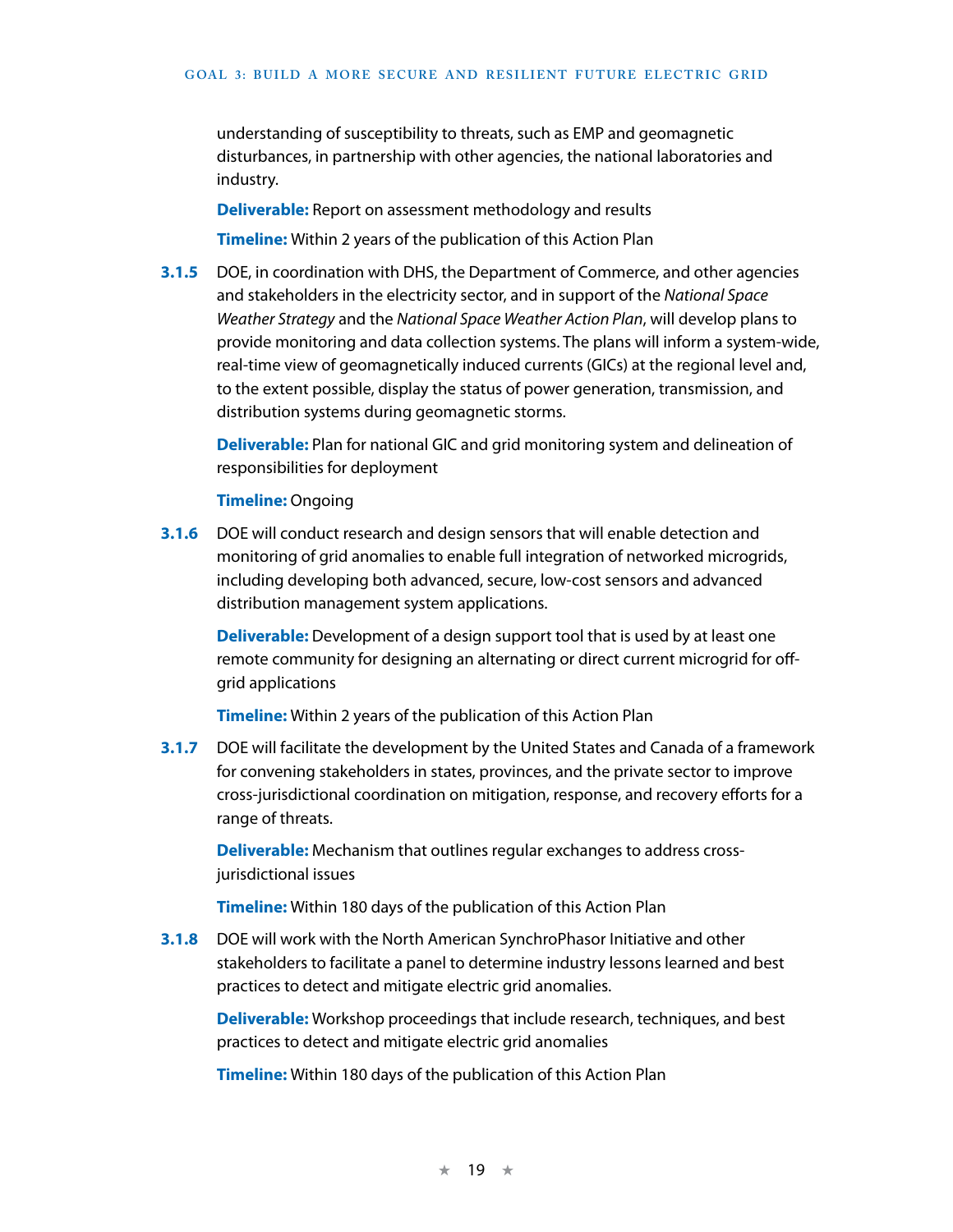understanding of susceptibility to threats, such as EMP and geomagnetic disturbances, in partnership with other agencies, the national laboratories and industry.

**Deliverable:** Report on assessment methodology and results

**Timeline:** Within 2 years of the publication of this Action Plan

**3.1.5** DOE, in coordination with DHS, the Department of Commerce, and other agencies and stakeholders in the electricity sector, and in support of the *National Space Weather Strategy* and the *National Space Weather Action Plan*, will develop plans to provide monitoring and data collection systems. The plans will inform a system-wide, real-time view of geomagnetically induced currents (GICs) at the regional level and, to the extent possible, display the status of power generation, transmission, and distribution systems during geomagnetic storms.

**Deliverable:** Plan for national GIC and grid monitoring system and delineation of responsibilities for deployment

**Timeline:** Ongoing

**3.1.6** DOE will conduct research and design sensors that will enable detection and monitoring of grid anomalies to enable full integration of networked microgrids, including developing both advanced, secure, low-cost sensors and advanced distribution management system applications.

**Deliverable:** Development of a design support tool that is used by at least one remote community for designing an alternating or direct current microgrid for off-grid applications

**Timeline:** Within 2 years of the publication of this Action Plan

**3.1.7** DOE will facilitate the development by the United States and Canada of a framework for convening stakeholders in states, provinces, and the private sector to improve cross-jurisdictional coordination on mitigation, response, and recovery efforts for a range of threats.

**Deliverable:** Mechanism that outlines regular exchanges to address cross-jurisdictional issues

**Timeline:** Within 180 days of the publication of this Action Plan

**3.1.8** DOE will work with the North American SynchroPhasor Initiative and other stakeholders to facilitate a panel to determine industry lessons learned and best practices to detect and mitigate electric grid anomalies.

**Deliverable:** Workshop proceedings that include research, techniques, and best practices to detect and mitigate electric grid anomalies

**Timeline:** Within 180 days of the publication of this Action Plan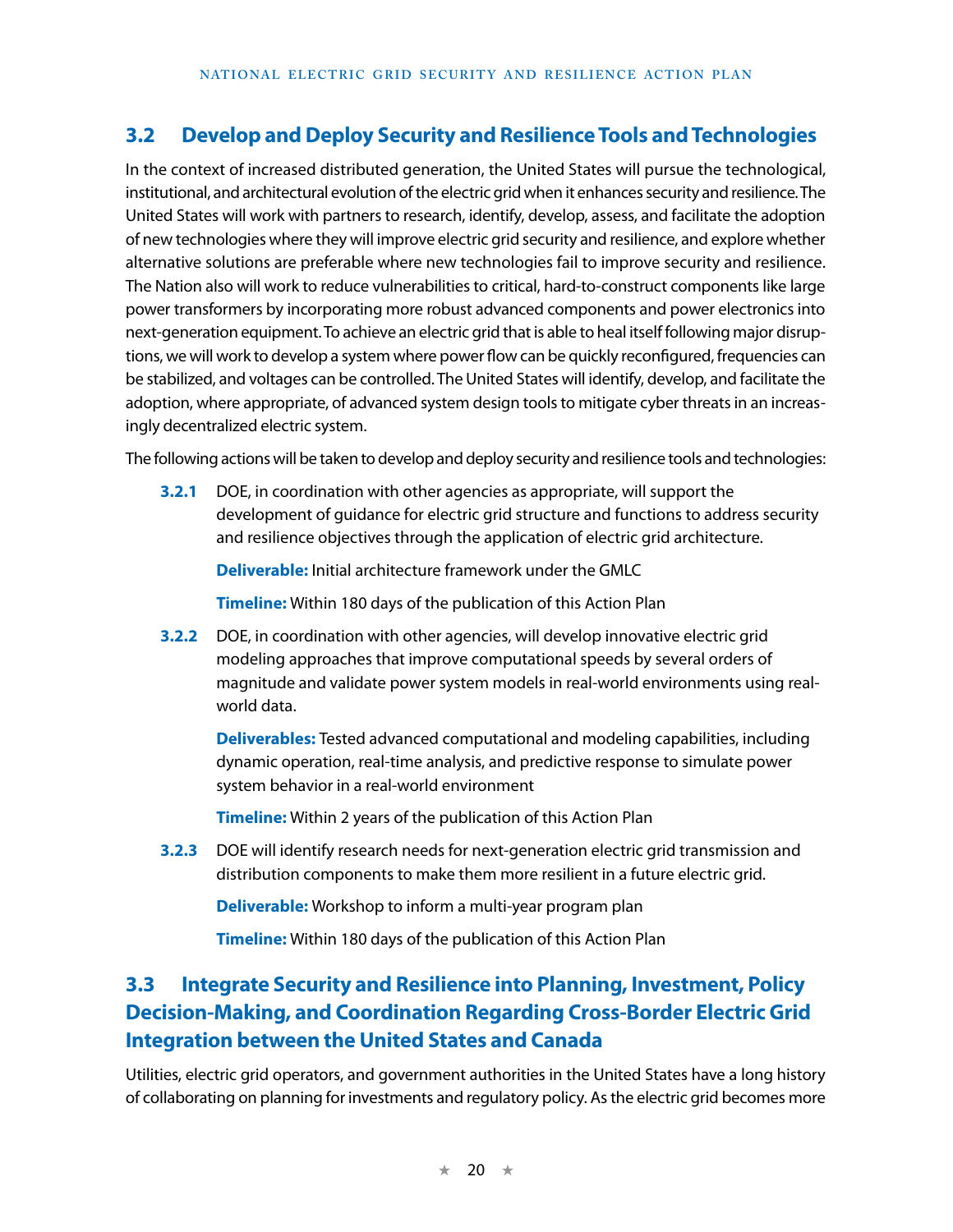## 3.2 Develop and Deploy Security and Resilience Tools and Technologies

In the context of increased distributed generation, the United States will pursue the technological, institutional, and architectural evolution of the electric grid when it enhances security and resilience. The United States will work with partners to research, identify, develop, assess, and facilitate the adoption of new technologies where they will improve electric grid security and resilience, and explore whether alternative solutions are preferable where new technologies fail to improve security and resilience. The Nation also will work to reduce vulnerabilities to critical, hard-to-construct components like large power transformers by incorporating more robust advanced components and power electronics into next-generation equipment. To achieve an electric grid that is able to heal itself following major disruptions, we will work to develop a system where power flow can be quickly reconfigured, frequencies can be stabilized, and voltages can be controlled. The United States will identify, develop, and facilitate the adoption, where appropriate, of advanced system design tools to mitigate cyber threats in an increasingly decentralized electric system.

The following actions will be taken to develop and deploy security and resilience tools and technologies:

**3.2.1** DOE, in coordination with other agencies as appropriate, will support the development of guidance for electric grid structure and functions to address security and resilience objectives through the application of electric grid architecture.

**Deliverable:** Initial architecture framework under the GMLC

**Timeline:** Within 180 days of the publication of this Action Plan

**3.2.2** DOE, in coordination with other agencies, will develop innovative electric grid modeling approaches that improve computational speeds by several orders of magnitude and validate power system models in real-world environments using real-world data.

**Deliverables:** Tested advanced computational and modeling capabilities, including dynamic operation, real-time analysis, and predictive response to simulate power system behavior in a real-world environment

**Timeline:** Within 2 years of the publication of this Action Plan

**3.2.3** DOE will identify research needs for next-generation electric grid transmission and distribution components to make them more resilient in a future electric grid.

**Deliverable:** Workshop to inform a multi-year program plan

**Timeline:** Within 180 days of the publication of this Action Plan

## 3.3 Integrate Security and Resilience into Planning, Investment, Policy Decision-Making, and Coordination Regarding Cross-Border Electric Grid Integration between the United States and Canada

Utilities, electric grid operators, and government authorities in the United States have a long history of collaborating on planning for investments and regulatory policy. As the electric grid becomes more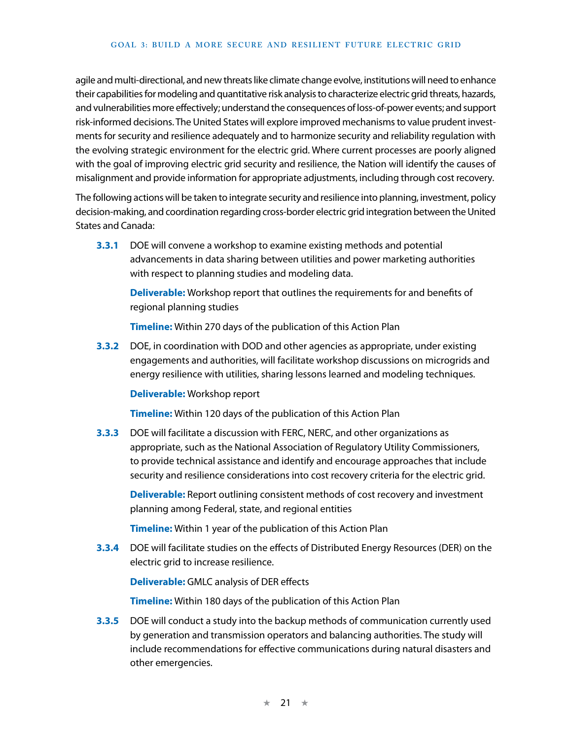agile and multi-directional, and new threats like climate change evolve, institutions will need to enhance their capabilities for modeling and quantitative risk analysis to characterize electric grid threats, hazards, and vulnerabilities more effectively; understand the consequences of loss-of-power events; and support risk-informed decisions. The United States will explore improved mechanisms to value prudent investments for security and resilience adequately and to harmonize security and reliability regulation with the evolving strategic environment for the electric grid. Where current processes are poorly aligned with the goal of improving electric grid security and resilience, the Nation will identify the causes of misalignment and provide information for appropriate adjustments, including through cost recovery.

The following actions will be taken to integrate security and resilience into planning, investment, policy decision-making, and coordination regarding cross-border electric grid integration between the United States and Canada:

**3.3.1** DOE will convene a workshop to examine existing methods and potential advancements in data sharing between utilities and power marketing authorities with respect to planning studies and modeling data.

**Deliverable:** Workshop report that outlines the requirements for and benefits of regional planning studies

**Timeline:** Within 270 days of the publication of this Action Plan

**3.3.2** DOE, in coordination with DOD and other agencies as appropriate, under existing engagements and authorities, will facilitate workshop discussions on microgrids and energy resilience with utilities, sharing lessons learned and modeling techniques.

**Deliverable:** Workshop report

**Timeline:** Within 120 days of the publication of this Action Plan

**3.3.3** DOE will facilitate a discussion with FERC, NERC, and other organizations as appropriate, such as the National Association of Regulatory Utility Commissioners, to provide technical assistance and identify and encourage approaches that include security and resilience considerations into cost recovery criteria for the electric grid.

**Deliverable:** Report outlining consistent methods of cost recovery and investment planning among Federal, state, and regional entities

**Timeline:** Within 1 year of the publication of this Action Plan

**3.3.4** DOE will facilitate studies on the effects of Distributed Energy Resources (DER) on the electric grid to increase resilience.

**Deliverable:** GMLC analysis of DER effects

**Timeline:** Within 180 days of the publication of this Action Plan

**3.3.5** DOE will conduct a study into the backup methods of communication currently used by generation and transmission operators and balancing authorities. The study will include recommendations for effective communications during natural disasters and other emergencies.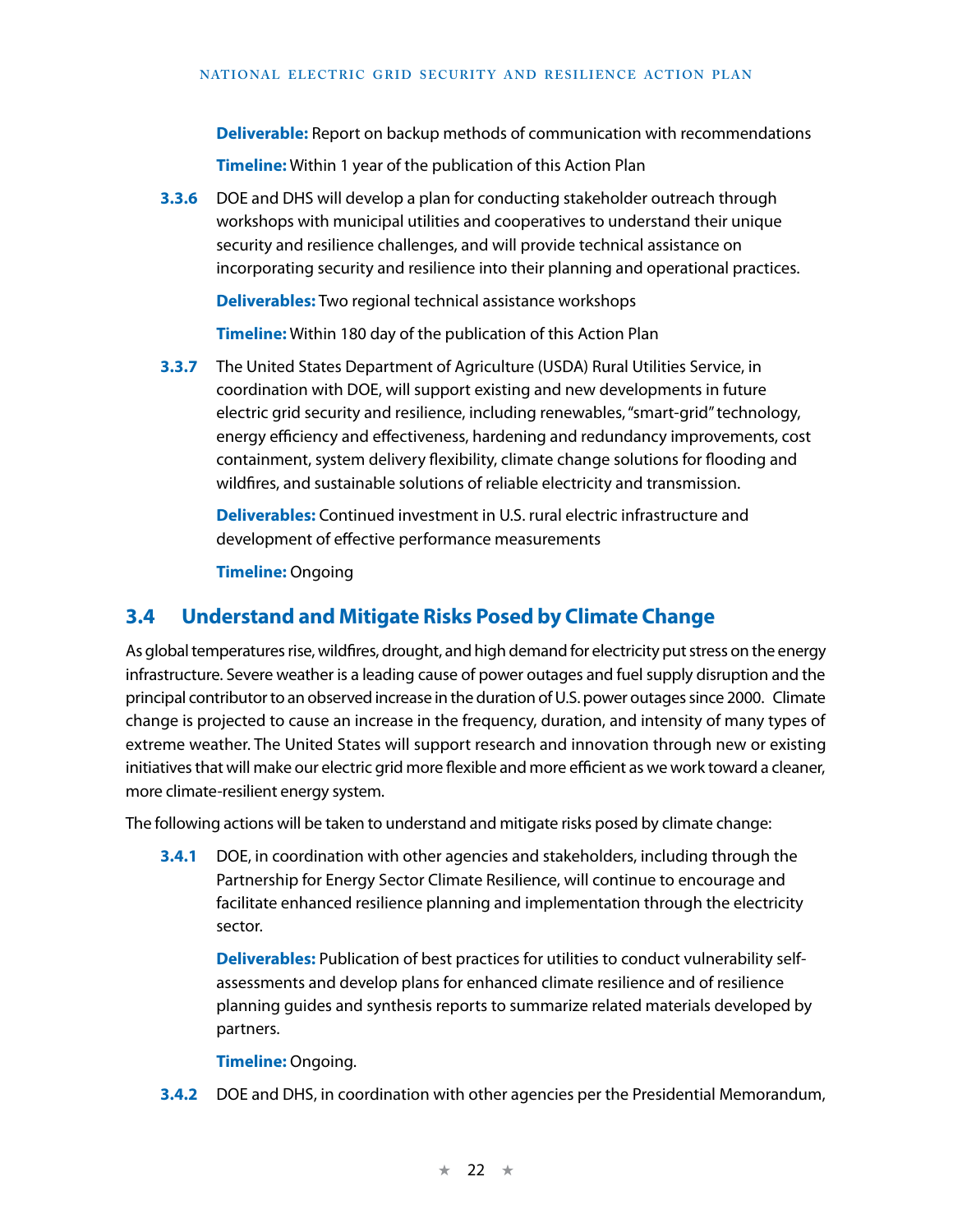**Deliverable:** Report on backup methods of communication with recommendations

**Timeline:** Within 1 year of the publication of this Action Plan

**3.3.6** DOE and DHS will develop a plan for conducting stakeholder outreach through workshops with municipal utilities and cooperatives to understand their unique security and resilience challenges, and will provide technical assistance on incorporating security and resilience into their planning and operational practices.

**Deliverables:** Two regional technical assistance workshops

**Timeline:** Within 180 day of the publication of this Action Plan

**3.3.7** The United States Department of Agriculture (USDA) Rural Utilities Service, in coordination with DOE, will support existing and new developments in future electric grid security and resilience, including renewables, "smart-grid" technology, energy efficiency and effectiveness, hardening and redundancy improvements, cost containment, system delivery flexibility, climate change solutions for flooding and wildfires, and sustainable solutions of reliable electricity and transmission.

**Deliverables:** Continued investment in U.S. rural electric infrastructure and development of effective performance measurements

**Timeline:** Ongoing

## 3.4 Understand and Mitigate Risks Posed by Climate Change

As global temperatures rise, wildfires, drought, and high demand for electricity put stress on the energy infrastructure. Severe weather is a leading cause of power outages and fuel supply disruption and the principal contributor to an observed increase in the duration of U.S. power outages since 2000. Climate change is projected to cause an increase in the frequency, duration, and intensity of many types of extreme weather. The United States will support research and innovation through new or existing initiatives that will make our electric grid more flexible and more efficient as we work toward a cleaner, more climate-resilient energy system.

The following actions will be taken to understand and mitigate risks posed by climate change:

**3.4.1** DOE, in coordination with other agencies and stakeholders, including through the Partnership for Energy Sector Climate Resilience, will continue to encourage and facilitate enhanced resilience planning and implementation through the electricity sector.

**Deliverables:** Publication of best practices for utilities to conduct vulnerability self-assessments and develop plans for enhanced climate resilience and of resilience planning guides and synthesis reports to summarize related materials developed by partners.

**Timeline:** Ongoing.

**3.4.2** DOE and DHS, in coordination with other agencies per the Presidential Memorandum,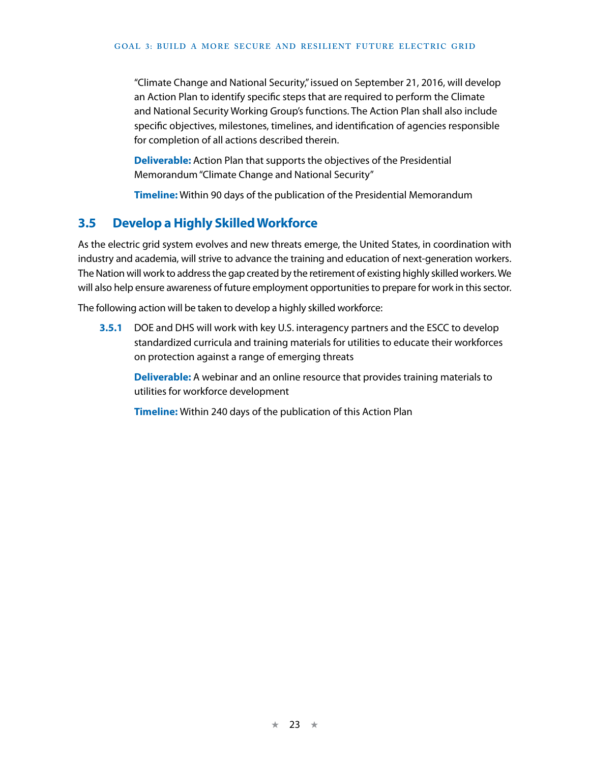"Climate Change and National Security," issued on September 21, 2016, will develop an Action Plan to identify specific steps that are required to perform the Climate and National Security Working Group's functions. The Action Plan shall also include specific objectives, milestones, timelines, and identification of agencies responsible for completion of all actions described therein.

**Deliverable:** Action Plan that supports the objectives of the Presidential Memorandum "Climate Change and National Security"

**Timeline:** Within 90 days of the publication of the Presidential Memorandum

## 3.5 Develop a Highly Skilled Workforce

As the electric grid system evolves and new threats emerge, the United States, in coordination with industry and academia, will strive to advance the training and education of next-generation workers. The Nation will work to address the gap created by the retirement of existing highly skilled workers. We will also help ensure awareness of future employment opportunities to prepare for work in this sector.

The following action will be taken to develop a highly skilled workforce:

**3.5.1** DOE and DHS will work with key U.S. interagency partners and the ESCC to develop standardized curricula and training materials for utilities to educate their workforces on protection against a range of emerging threats

**Deliverable:** A webinar and an online resource that provides training materials to utilities for workforce development

**Timeline:** Within 240 days of the publication of this Action Plan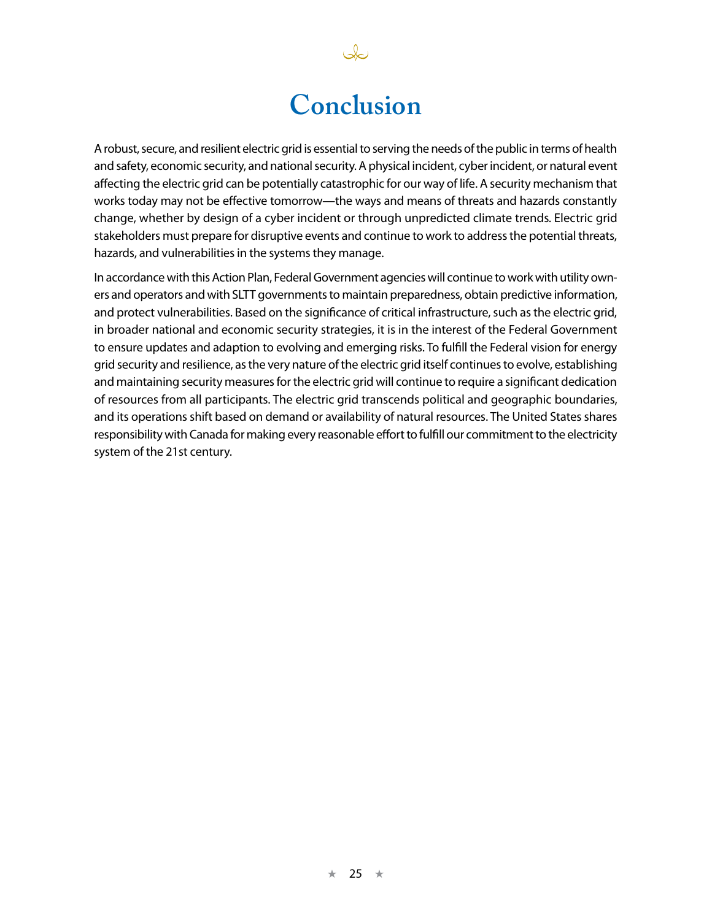# Conclusion

A robust, secure, and resilient electric grid is essential to serving the needs of the public in terms of health and safety, economic security, and national security. A physical incident, cyber incident, or natural event affecting the electric grid can be potentially catastrophic for our way of life. A security mechanism that works today may not be effective tomorrow—the ways and means of threats and hazards constantly change, whether by design of a cyber incident or through unpredicted climate trends. Electric grid stakeholders must prepare for disruptive events and continue to work to address the potential threats, hazards, and vulnerabilities in the systems they manage.

In accordance with this Action Plan, Federal Government agencies will continue to work with utility owners and operators and with SLTT governments to maintain preparedness, obtain predictive information, and protect vulnerabilities. Based on the significance of critical infrastructure, such as the electric grid, in broader national and economic security strategies, it is in the interest of the Federal Government to ensure updates and adaption to evolving and emerging risks. To fulfill the Federal vision for energy grid security and resilience, as the very nature of the electric grid itself continues to evolve, establishing and maintaining security measures for the electric grid will continue to require a significant dedication of resources from all participants. The electric grid transcends political and geographic boundaries, and its operations shift based on demand or availability of natural resources. The United States shares responsibility with Canada for making every reasonable effort to fulfill our commitment to the electricity system of the 21st century.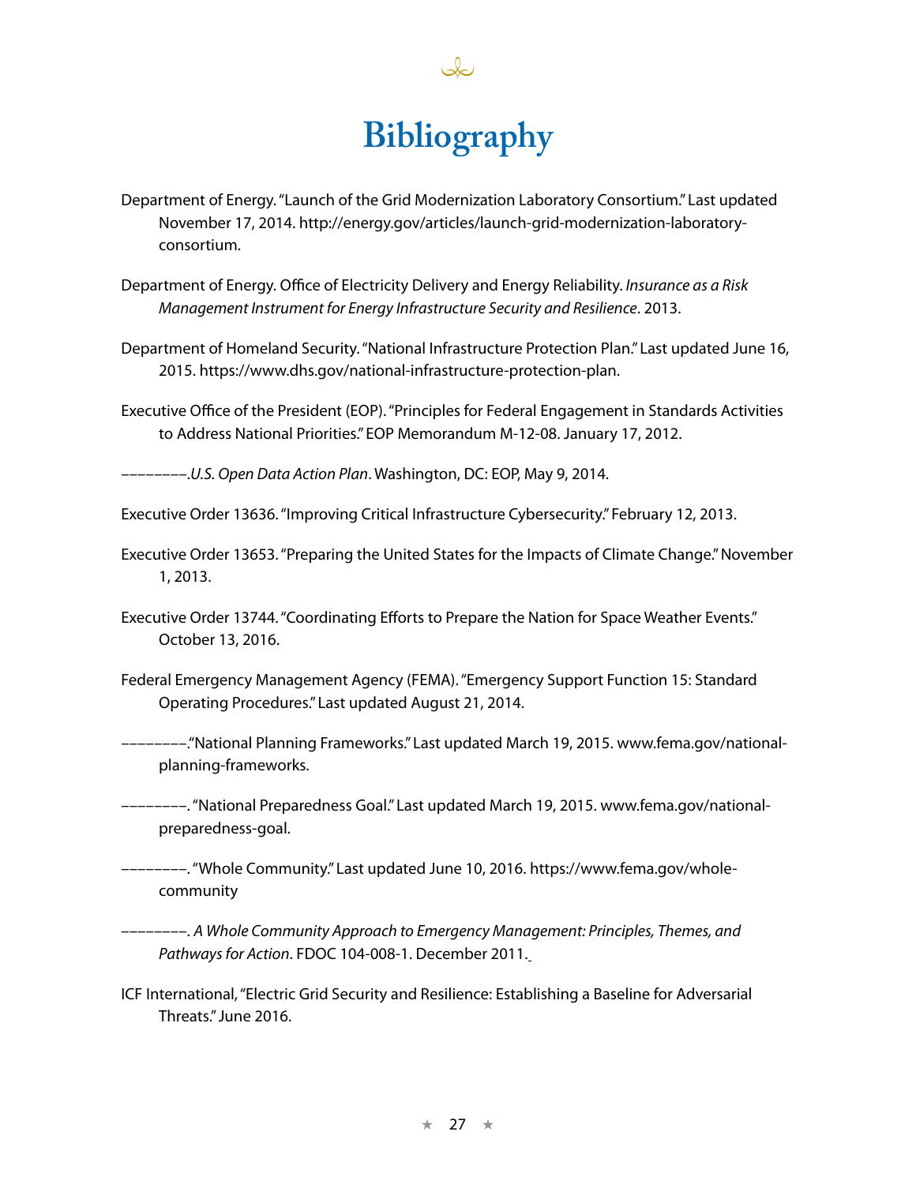# Bibliography

Department of Energy. "Launch of the Grid Modernization Laboratory Consortium." Last updated November 17, 2014. http://energy.gov/articles/launch-grid-modernization-laboratory-consortium.

Department of Energy. Office of Electricity Delivery and Energy Reliability. *Insurance as a Risk Management Instrument for Energy Infrastructure Security and Resilience*. 2013.

Department of Homeland Security. "National Infrastructure Protection Plan." Last updated June 16, 2015. https://www.dhs.gov/national-infrastructure-protection-plan.

Executive Office of the President (EOP). "Principles for Federal Engagement in Standards Activities to Address National Priorities." EOP Memorandum M-12-08. January 17, 2012.

––––––––.*U.S. Open Data Action Plan*. Washington, DC: EOP, May 9, 2014.

Executive Order 13636. "Improving Critical Infrastructure Cybersecurity." February 12, 2013.

Executive Order 13653. "Preparing the United States for the Impacts of Climate Change." November 1, 2013.

Executive Order 13744. "Coordinating Efforts to Prepare the Nation for Space Weather Events." October 13, 2016.

Federal Emergency Management Agency (FEMA). "Emergency Support Function 15: Standard Operating Procedures." Last updated August 21, 2014.

––––––––."National Planning Frameworks." Last updated March 19, 2015. www.fema.gov/national-planning-frameworks.

––––––––. "National Preparedness Goal." Last updated March 19, 2015. www.fema.gov/national-preparedness-goal.

––––––––. "Whole Community." Last updated June 10, 2016. https://www.fema.gov/whole-community

––––––––. *A Whole Community Approach to Emergency Management: Principles, Themes, and Pathways for Action*. FDOC 104-008-1. December 2011.

ICF International, "Electric Grid Security and Resilience: Establishing a Baseline for Adversarial Threats." June 2016.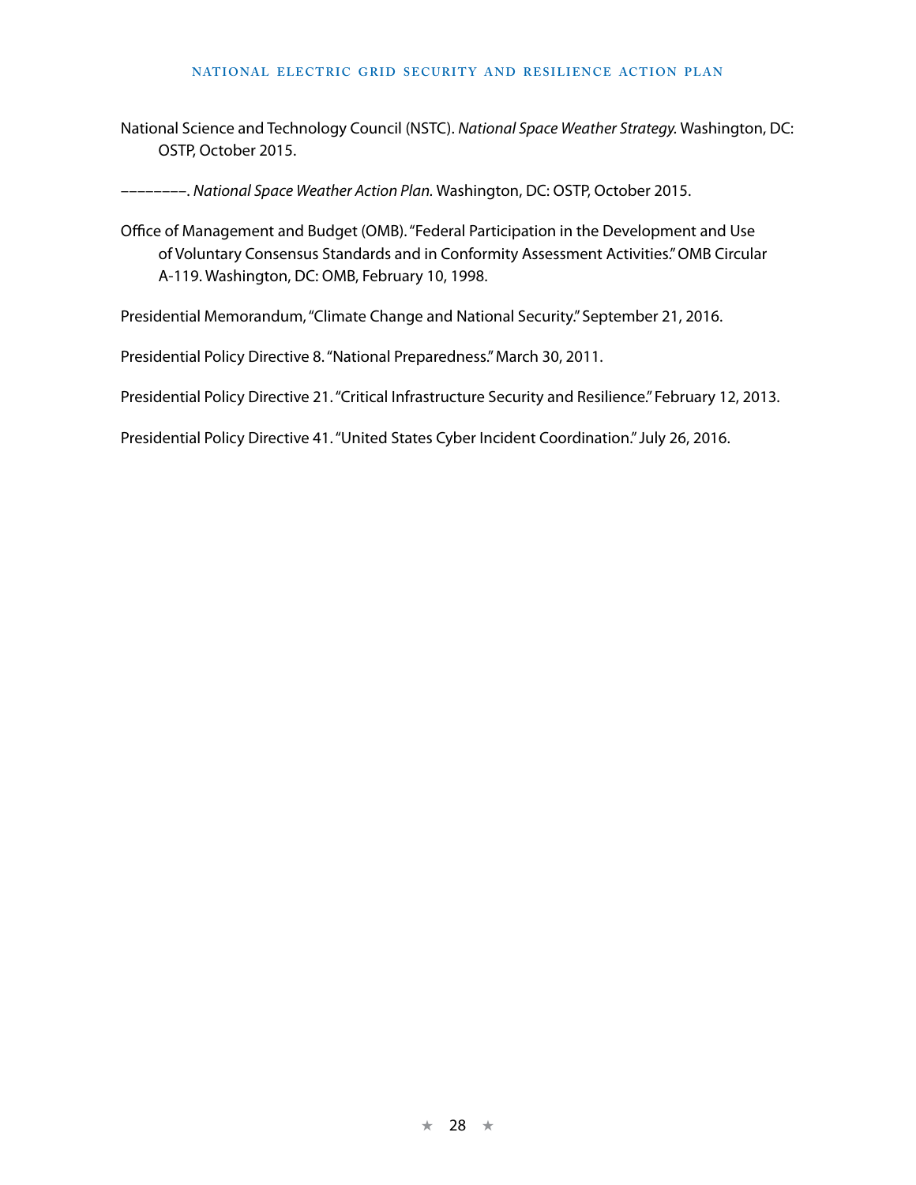National Science and Technology Council (NSTC). *National Space Weather Strategy.* Washington, DC: OSTP, October 2015.

––––––––. *National Space Weather Action Plan.* Washington, DC: OSTP, October 2015.

Office of Management and Budget (OMB). "Federal Participation in the Development and Use of Voluntary Consensus Standards and in Conformity Assessment Activities." OMB Circular A-119. Washington, DC: OMB, February 10, 1998.

Presidential Memorandum, "Climate Change and National Security." September 21, 2016.

Presidential Policy Directive 8. "National Preparedness." March 30, 2011.

Presidential Policy Directive 21. "Critical Infrastructure Security and Resilience." February 12, 2013.

Presidential Policy Directive 41. "United States Cyber Incident Coordination." July 26, 2016.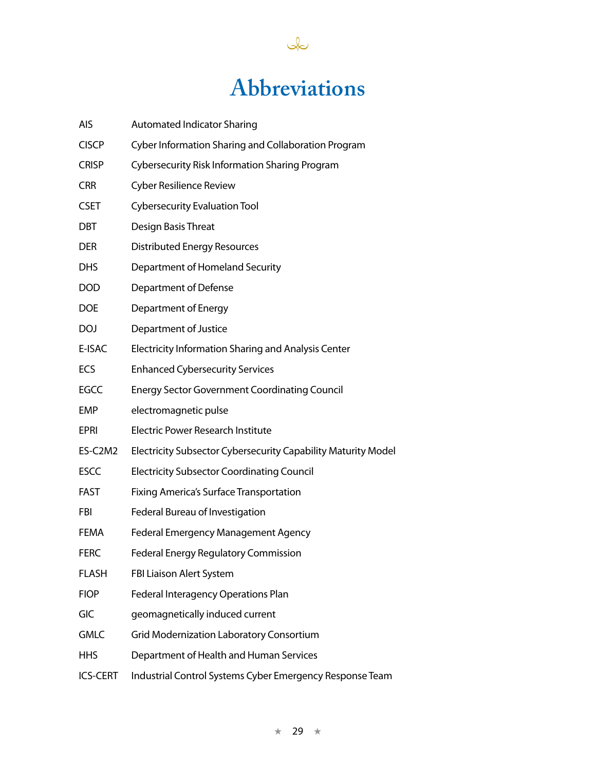# Abbreviations

| | |
|---|---|
| AIS | Automated Indicator Sharing |
| CISCP | Cyber Information Sharing and Collaboration Program |
| CRISP | Cybersecurity Risk Information Sharing Program |
| CRR | Cyber Resilience Review |
| CSET | Cybersecurity Evaluation Tool |
| DBT | Design Basis Threat |
| DER | Distributed Energy Resources |
| DHS | Department of Homeland Security |
| DOD | Department of Defense |
| DOE | Department of Energy |
| DOJ | Department of Justice |
| E-ISAC | Electricity Information Sharing and Analysis Center |
| ECS | Enhanced Cybersecurity Services |
| EGCC | Energy Sector Government Coordinating Council |
| EMP | electromagnetic pulse |
| EPRI | Electric Power Research Institute |
| ES-C2M2 | Electricity Subsector Cybersecurity Capability Maturity Model |
| ESCC | Electricity Subsector Coordinating Council |
| FAST | Fixing America's Surface Transportation |
| FBI | Federal Bureau of Investigation |
| FEMA | Federal Emergency Management Agency |
| FERC | Federal Energy Regulatory Commission |
| FLASH | FBI Liaison Alert System |
| FIOP | Federal Interagency Operations Plan |
| GIC | geomagnetically induced current |
| GMLC | Grid Modernization Laboratory Consortium |
| HHS | Department of Health and Human Services |
| ICS-CERT | Industrial Control Systems Cyber Emergency Response Team |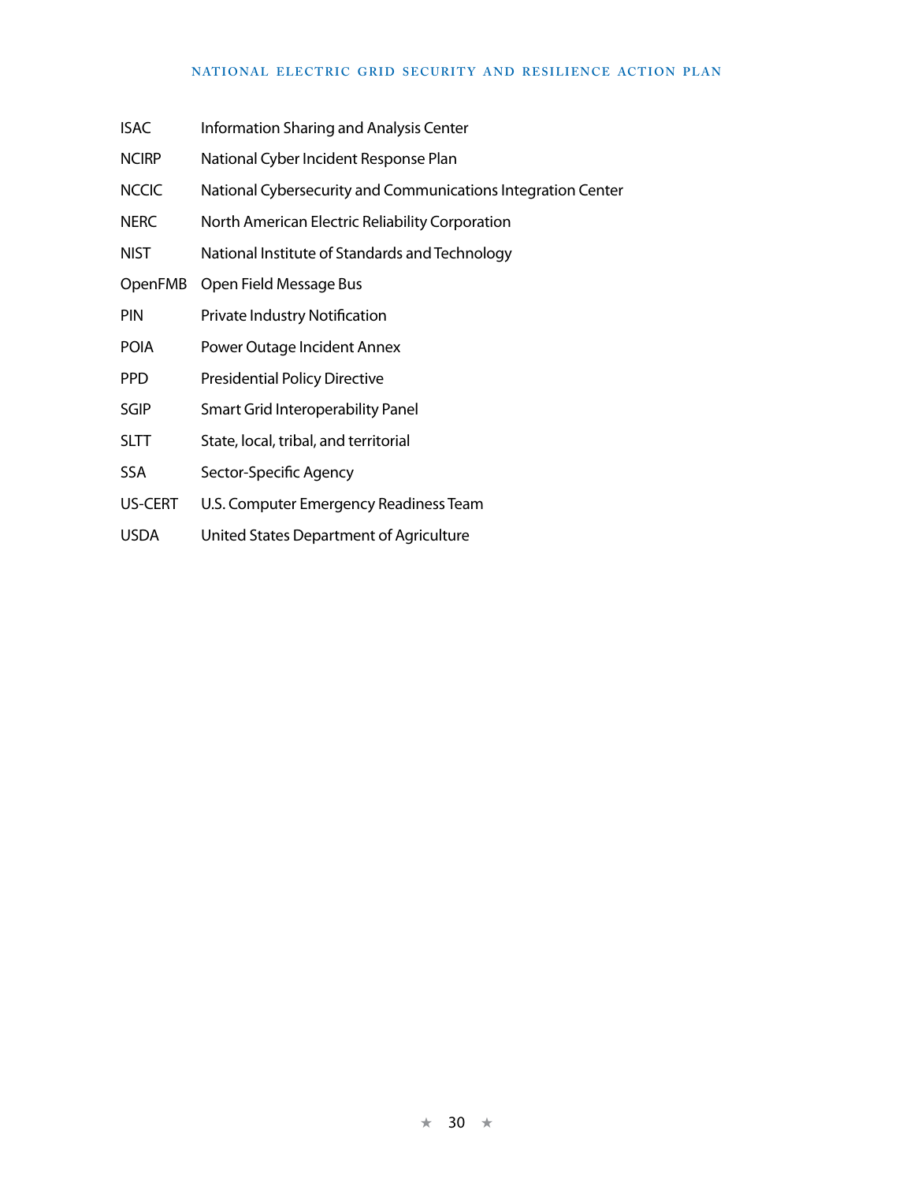| | |
|---|---|
| ISAC | Information Sharing and Analysis Center |
| NCIRP | National Cyber Incident Response Plan |
| NCCIC | National Cybersecurity and Communications Integration Center |
| NERC | North American Electric Reliability Corporation |
| NIST | National Institute of Standards and Technology |
| OpenFMB | Open Field Message Bus |
| PIN | Private Industry Notification |
| POIA | Power Outage Incident Annex |
| PPD | Presidential Policy Directive |
| SGIP | Smart Grid Interoperability Panel |
| SLTT | State, local, tribal, and territorial |
| SSA | Sector-Specific Agency |
| US-CERT | U.S. Computer Emergency Readiness Team |
| USDA | United States Department of Agriculture |